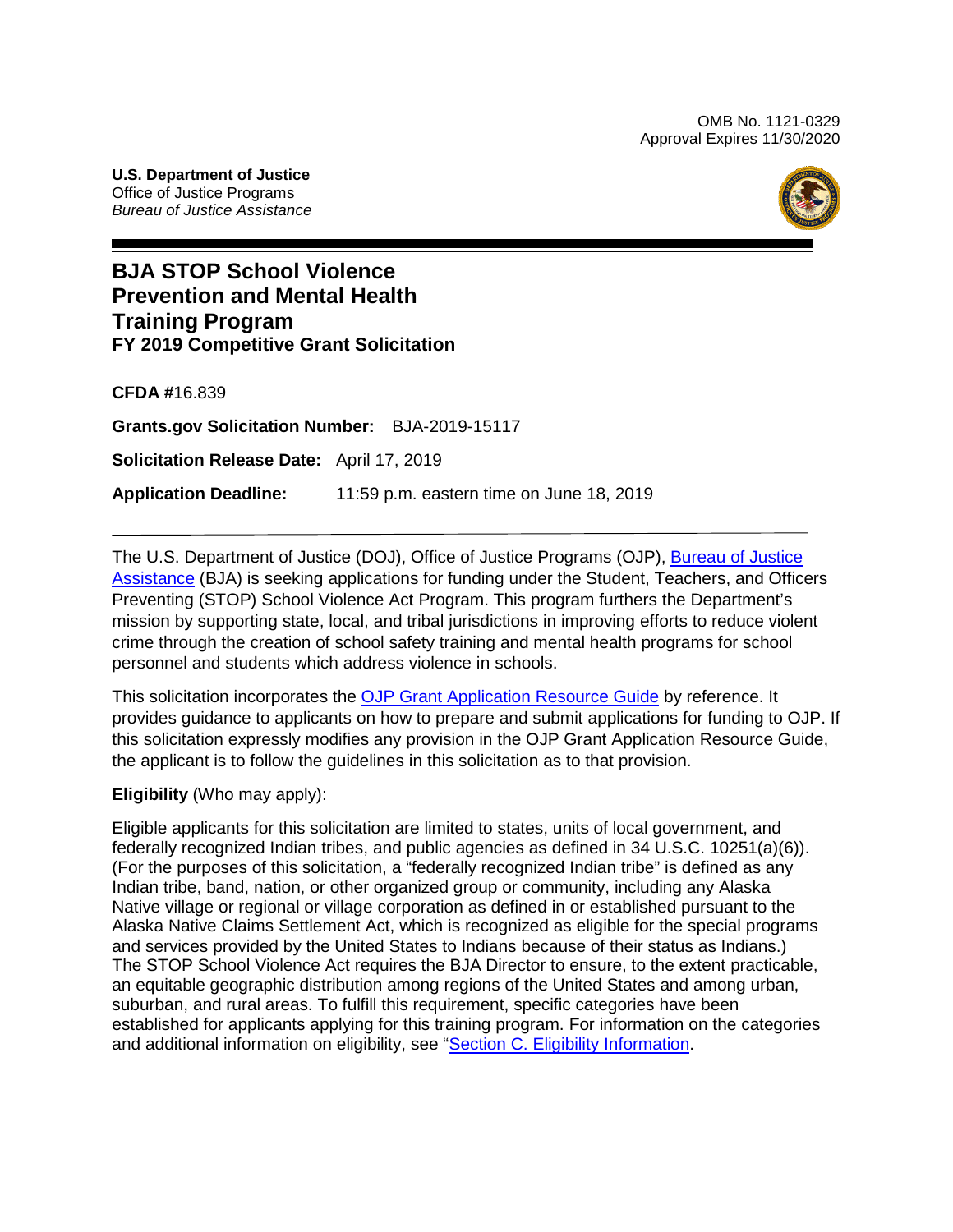OMB No. 1121-0329
Approval Expires 11/30/2020

**U.S. Department of Justice**
Office of Justice Programs
*Bureau of Justice Assistance*

# BJA STOP School Violence Prevention and Mental Health Training Program

## FY 2019 Competitive Grant Solicitation

**CFDA #**16.839

**Grants.gov Solicitation Number:** BJA-2019-15117

**Solicitation Release Date:** April 17, 2019

**Application Deadline:** 11:59 p.m. eastern time on June 18, 2019

---

The U.S. Department of Justice (DOJ), Office of Justice Programs (OJP), [Bureau of Justice Assistance](#) (BJA) is seeking applications for funding under the Student, Teachers, and Officers Preventing (STOP) School Violence Act Program. This program furthers the Department's mission by supporting state, local, and tribal jurisdictions in improving efforts to reduce violent crime through the creation of school safety training and mental health programs for school personnel and students which address violence in schools.

This solicitation incorporates the [OJP Grant Application Resource Guide](#) by reference. It provides guidance to applicants on how to prepare and submit applications for funding to OJP. If this solicitation expressly modifies any provision in the OJP Grant Application Resource Guide, the applicant is to follow the guidelines in this solicitation as to that provision.

**Eligibility** (Who may apply):

Eligible applicants for this solicitation are limited to states, units of local government, and federally recognized Indian tribes, and public agencies as defined in 34 U.S.C. 10251(a)(6)). (For the purposes of this solicitation, a "federally recognized Indian tribe" is defined as any Indian tribe, band, nation, or other organized group or community, including any Alaska Native village or regional or village corporation as defined in or established pursuant to the Alaska Native Claims Settlement Act, which is recognized as eligible for the special programs and services provided by the United States to Indians because of their status as Indians.) The STOP School Violence Act requires the BJA Director to ensure, to the extent practicable, an equitable geographic distribution among regions of the United States and among urban, suburban, and rural areas. To fulfill this requirement, specific categories have been established for applicants applying for this training program. For information on the categories and additional information on eligibility, see "[Section C. Eligibility Information](#).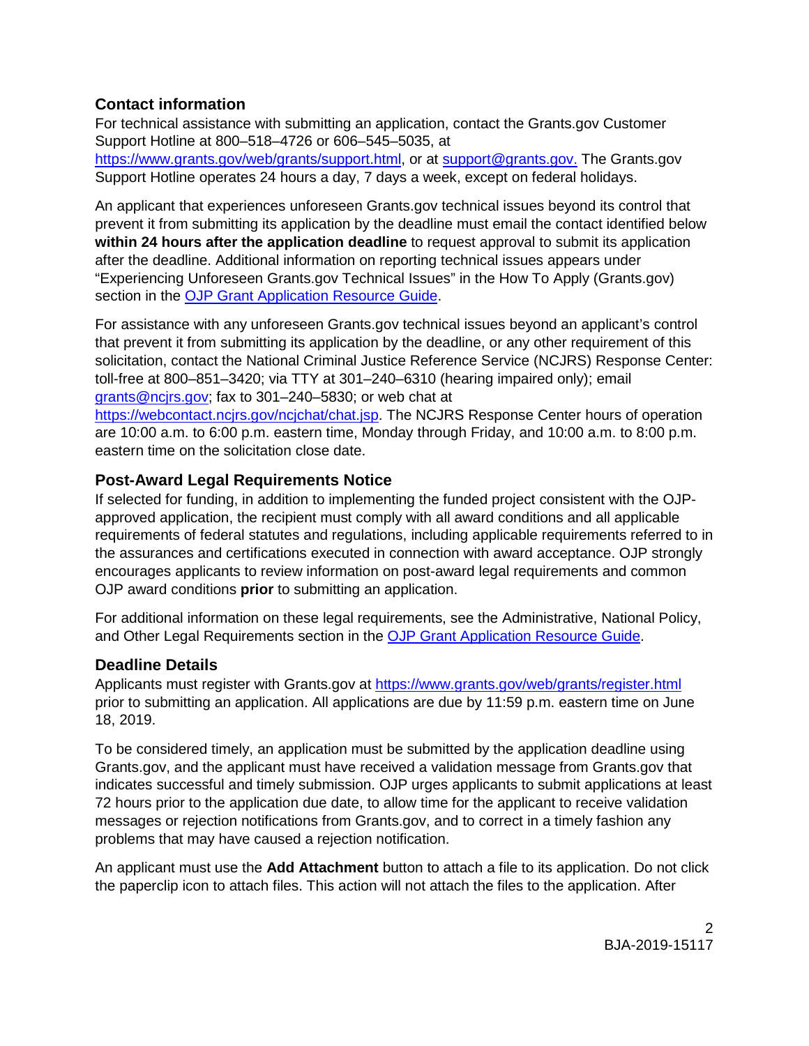## Contact information

For technical assistance with submitting an application, contact the Grants.gov Customer Support Hotline at 800–518–4726 or 606–545–5035, at https://www.grants.gov/web/grants/support.html, or at support@grants.gov. The Grants.gov Support Hotline operates 24 hours a day, 7 days a week, except on federal holidays.

An applicant that experiences unforeseen Grants.gov technical issues beyond its control that prevent it from submitting its application by the deadline must email the contact identified below **within 24 hours after the application deadline** to request approval to submit its application after the deadline. Additional information on reporting technical issues appears under "Experiencing Unforeseen Grants.gov Technical Issues" in the How To Apply (Grants.gov) section in the OJP Grant Application Resource Guide.

For assistance with any unforeseen Grants.gov technical issues beyond an applicant's control that prevent it from submitting its application by the deadline, or any other requirement of this solicitation, contact the National Criminal Justice Reference Service (NCJRS) Response Center: toll-free at 800–851–3420; via TTY at 301–240–6310 (hearing impaired only); email grants@ncjrs.gov; fax to 301–240–5830; or web chat at https://webcontact.ncjrs.gov/ncjchat/chat.jsp. The NCJRS Response Center hours of operation are 10:00 a.m. to 6:00 p.m. eastern time, Monday through Friday, and 10:00 a.m. to 8:00 p.m. eastern time on the solicitation close date.

## Post-Award Legal Requirements Notice

If selected for funding, in addition to implementing the funded project consistent with the OJP-approved application, the recipient must comply with all award conditions and all applicable requirements of federal statutes and regulations, including applicable requirements referred to in the assurances and certifications executed in connection with award acceptance. OJP strongly encourages applicants to review information on post-award legal requirements and common OJP award conditions **prior** to submitting an application.

For additional information on these legal requirements, see the Administrative, National Policy, and Other Legal Requirements section in the OJP Grant Application Resource Guide.

## Deadline Details

Applicants must register with Grants.gov at https://www.grants.gov/web/grants/register.html prior to submitting an application. All applications are due by 11:59 p.m. eastern time on June 18, 2019.

To be considered timely, an application must be submitted by the application deadline using Grants.gov, and the applicant must have received a validation message from Grants.gov that indicates successful and timely submission. OJP urges applicants to submit applications at least 72 hours prior to the application due date, to allow time for the applicant to receive validation messages or rejection notifications from Grants.gov, and to correct in a timely fashion any problems that may have caused a rejection notification.

An applicant must use the **Add Attachment** button to attach a file to its application. Do not click the paperclip icon to attach files. This action will not attach the files to the application. After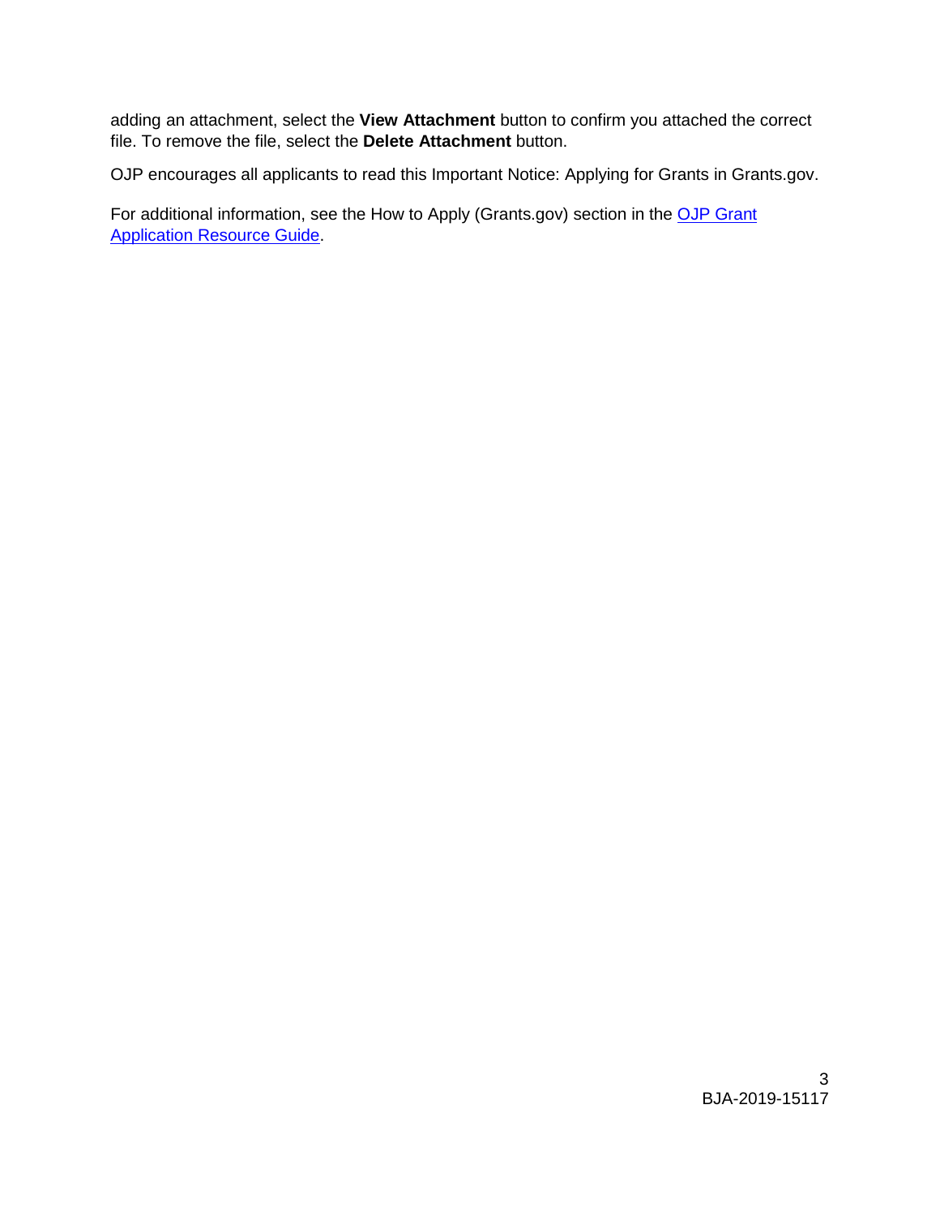adding an attachment, select the **View Attachment** button to confirm you attached the correct file. To remove the file, select the **Delete Attachment** button.

OJP encourages all applicants to read this Important Notice: Applying for Grants in Grants.gov.

For additional information, see the How to Apply (Grants.gov) section in the OJP Grant Application Resource Guide.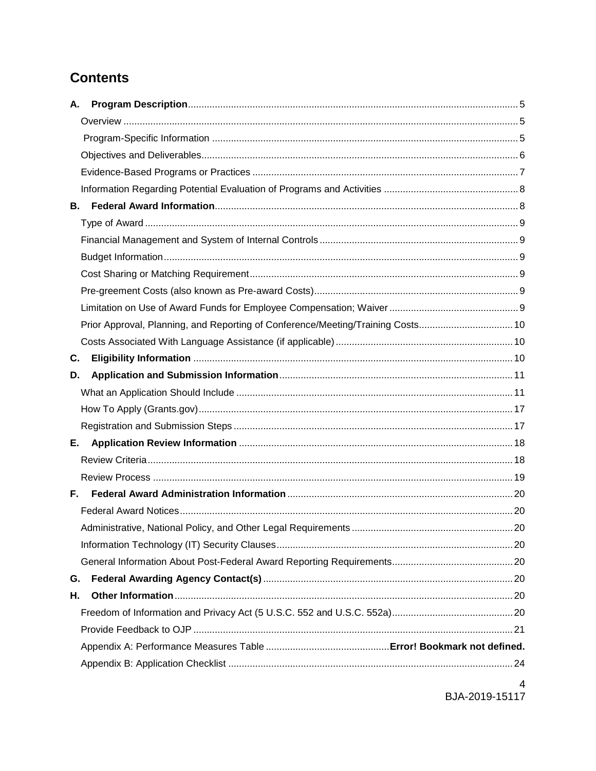## Contents

**A. Program Description** .......... 5

- Overview .......... 5
- Program-Specific Information .......... 5
- Objectives and Deliverables .......... 6
- Evidence-Based Programs or Practices .......... 7
- Information Regarding Potential Evaluation of Programs and Activities .......... 8

**B. Federal Award Information** .......... 8

- Type of Award .......... 9
- Financial Management and System of Internal Controls .......... 9
- Budget Information .......... 9
- Cost Sharing or Matching Requirement .......... 9
- Pre-greement Costs (also known as Pre-award Costs) .......... 9
- Limitation on Use of Award Funds for Employee Compensation; Waiver .......... 9
- Prior Approval, Planning, and Reporting of Conference/Meeting/Training Costs .......... 10
- Costs Associated With Language Assistance (if applicable) .......... 10

**C. Eligibility Information** .......... 10

**D. Application and Submission Information** .......... 11

- What an Application Should Include .......... 11
- How To Apply (Grants.gov) .......... 17
- Registration and Submission Steps .......... 17

**E. Application Review Information** .......... 18

- Review Criteria .......... 18
- Review Process .......... 19

**F. Federal Award Administration Information** .......... 20

- Federal Award Notices .......... 20
- Administrative, National Policy, and Other Legal Requirements .......... 20
- Information Technology (IT) Security Clauses .......... 20
- General Information About Post-Federal Award Reporting Requirements .......... 20

**G. Federal Awarding Agency Contact(s)** .......... 20

**H. Other Information** .......... 20

- Freedom of Information and Privacy Act (5 U.S.C. 552 and U.S.C. 552a) .......... 20
- Provide Feedback to OJP .......... 21
- Appendix A: Performance Measures Table .......... **Error! Bookmark not defined.**
- Appendix B: Application Checklist .......... 24

BJA-2019-15117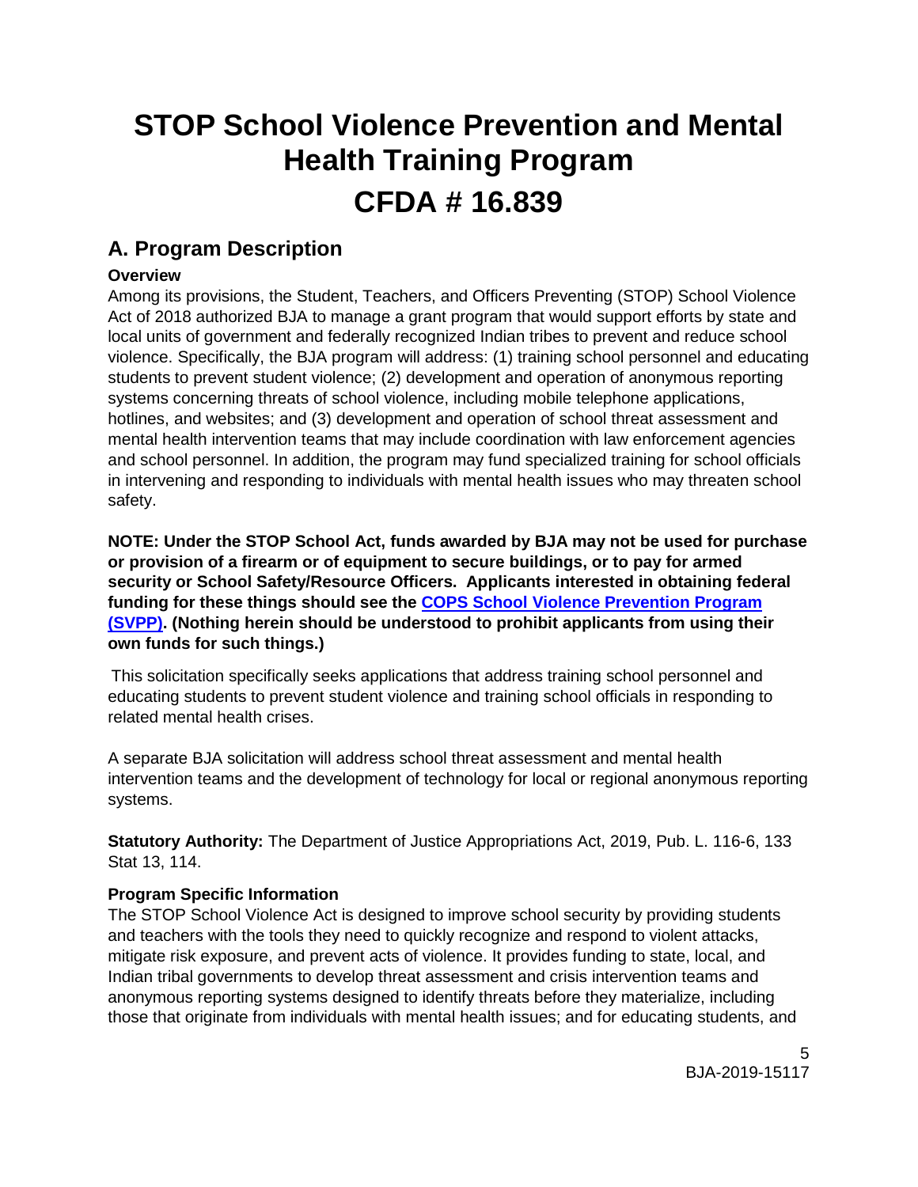# STOP School Violence Prevention and Mental Health Training Program

# CFDA # 16.839

## A. Program Description

**Overview**

Among its provisions, the Student, Teachers, and Officers Preventing (STOP) School Violence Act of 2018 authorized BJA to manage a grant program that would support efforts by state and local units of government and federally recognized Indian tribes to prevent and reduce school violence. Specifically, the BJA program will address: (1) training school personnel and educating students to prevent student violence; (2) development and operation of anonymous reporting systems concerning threats of school violence, including mobile telephone applications, hotlines, and websites; and (3) development and operation of school threat assessment and mental health intervention teams that may include coordination with law enforcement agencies and school personnel. In addition, the program may fund specialized training for school officials in intervening and responding to individuals with mental health issues who may threaten school safety.

**NOTE: Under the STOP School Act, funds awarded by BJA may not be used for purchase or provision of a firearm or of equipment to secure buildings, or to pay for armed security or School Safety/Resource Officers. Applicants interested in obtaining federal funding for these things should see the COPS School Violence Prevention Program (SVPP). (Nothing herein should be understood to prohibit applicants from using their own funds for such things.)**

This solicitation specifically seeks applications that address training school personnel and educating students to prevent student violence and training school officials in responding to related mental health crises.

A separate BJA solicitation will address school threat assessment and mental health intervention teams and the development of technology for local or regional anonymous reporting systems.

**Statutory Authority:** The Department of Justice Appropriations Act, 2019, Pub. L. 116-6, 133 Stat 13, 114.

**Program Specific Information**

The STOP School Violence Act is designed to improve school security by providing students and teachers with the tools they need to quickly recognize and respond to violent attacks, mitigate risk exposure, and prevent acts of violence. It provides funding to state, local, and Indian tribal governments to develop threat assessment and crisis intervention teams and anonymous reporting systems designed to identify threats before they materialize, including those that originate from individuals with mental health issues; and for educating students, and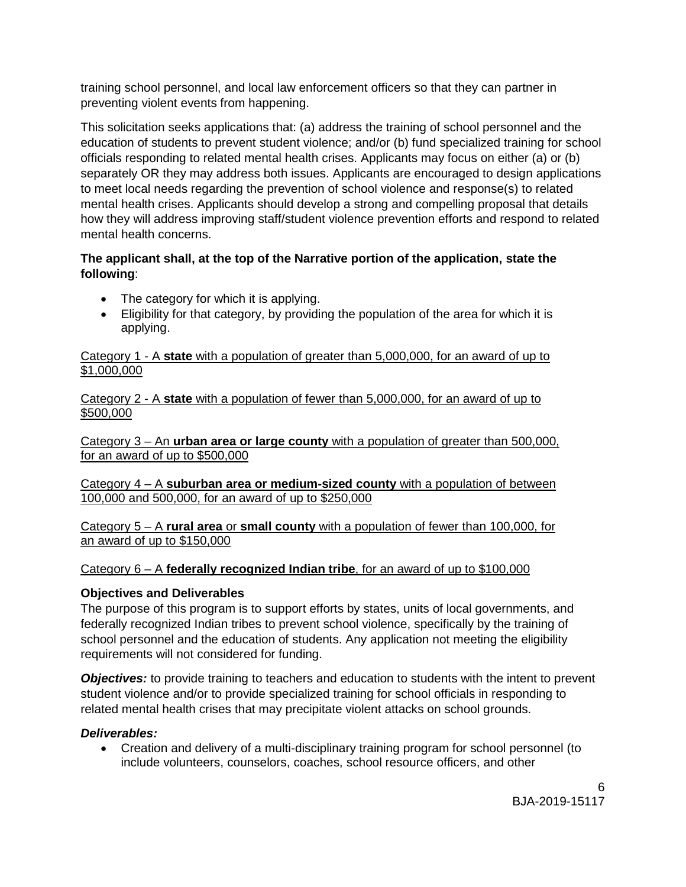training school personnel, and local law enforcement officers so that they can partner in preventing violent events from happening.

This solicitation seeks applications that: (a) address the training of school personnel and the education of students to prevent student violence; and/or (b) fund specialized training for school officials responding to related mental health crises. Applicants may focus on either (a) or (b) separately OR they may address both issues. Applicants are encouraged to design applications to meet local needs regarding the prevention of school violence and response(s) to related mental health crises. Applicants should develop a strong and compelling proposal that details how they will address improving staff/student violence prevention efforts and respond to related mental health concerns.

**The applicant shall, at the top of the Narrative portion of the application, state the following**:

- The category for which it is applying.
- Eligibility for that category, by providing the population of the area for which it is applying.

<u>Category 1 - A **state** with a population of greater than 5,000,000, for an award of up to $1,000,000</u>

<u>Category 2 - A **state** with a population of fewer than 5,000,000, for an award of up to $500,000</u>

<u>Category 3 – An **urban area or large county** with a population of greater than 500,000, for an award of up to $500,000</u>

<u>Category 4 – A **suburban area or medium-sized county** with a population of between 100,000 and 500,000, for an award of up to $250,000</u>

<u>Category 5 – A **rural area** or **small county** with a population of fewer than 100,000, for an award of up to $150,000</u>

<u>Category 6 – A **federally recognized Indian tribe**, for an award of up to $100,000</u>

**Objectives and Deliverables**

The purpose of this program is to support efforts by states, units of local governments, and federally recognized Indian tribes to prevent school violence, specifically by the training of school personnel and the education of students. Any application not meeting the eligibility requirements will not considered for funding.

***Objectives:*** to provide training to teachers and education to students with the intent to prevent student violence and/or to provide specialized training for school officials in responding to related mental health crises that may precipitate violent attacks on school grounds.

***Deliverables:***

- Creation and delivery of a multi-disciplinary training program for school personnel (to include volunteers, counselors, coaches, school resource officers, and other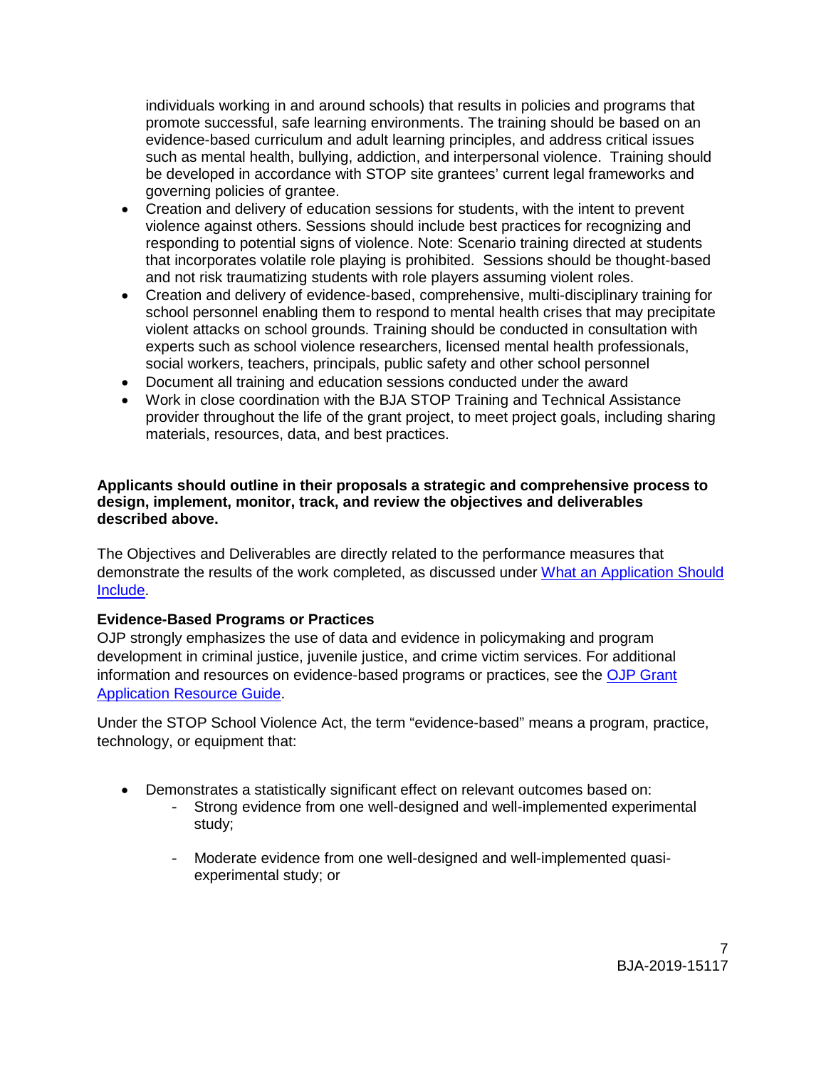individuals working in and around schools) that results in policies and programs that promote successful, safe learning environments. The training should be based on an evidence-based curriculum and adult learning principles, and address critical issues such as mental health, bullying, addiction, and interpersonal violence. Training should be developed in accordance with STOP site grantees' current legal frameworks and governing policies of grantee.

- Creation and delivery of education sessions for students, with the intent to prevent violence against others. Sessions should include best practices for recognizing and responding to potential signs of violence. Note: Scenario training directed at students that incorporates volatile role playing is prohibited. Sessions should be thought-based and not risk traumatizing students with role players assuming violent roles.
- Creation and delivery of evidence-based, comprehensive, multi-disciplinary training for school personnel enabling them to respond to mental health crises that may precipitate violent attacks on school grounds. Training should be conducted in consultation with experts such as school violence researchers, licensed mental health professionals, social workers, teachers, principals, public safety and other school personnel
- Document all training and education sessions conducted under the award
- Work in close coordination with the BJA STOP Training and Technical Assistance provider throughout the life of the grant project, to meet project goals, including sharing materials, resources, data, and best practices.

**Applicants should outline in their proposals a strategic and comprehensive process to design, implement, monitor, track, and review the objectives and deliverables described above.**

The Objectives and Deliverables are directly related to the performance measures that demonstrate the results of the work completed, as discussed under [What an Application Should Include](#).

**Evidence-Based Programs or Practices**

OJP strongly emphasizes the use of data and evidence in policymaking and program development in criminal justice, juvenile justice, and crime victim services. For additional information and resources on evidence-based programs or practices, see the [OJP Grant Application Resource Guide](#).

Under the STOP School Violence Act, the term "evidence-based" means a program, practice, technology, or equipment that:

- Demonstrates a statistically significant effect on relevant outcomes based on:
  - Strong evidence from one well-designed and well-implemented experimental study;
  - Moderate evidence from one well-designed and well-implemented quasi-experimental study; or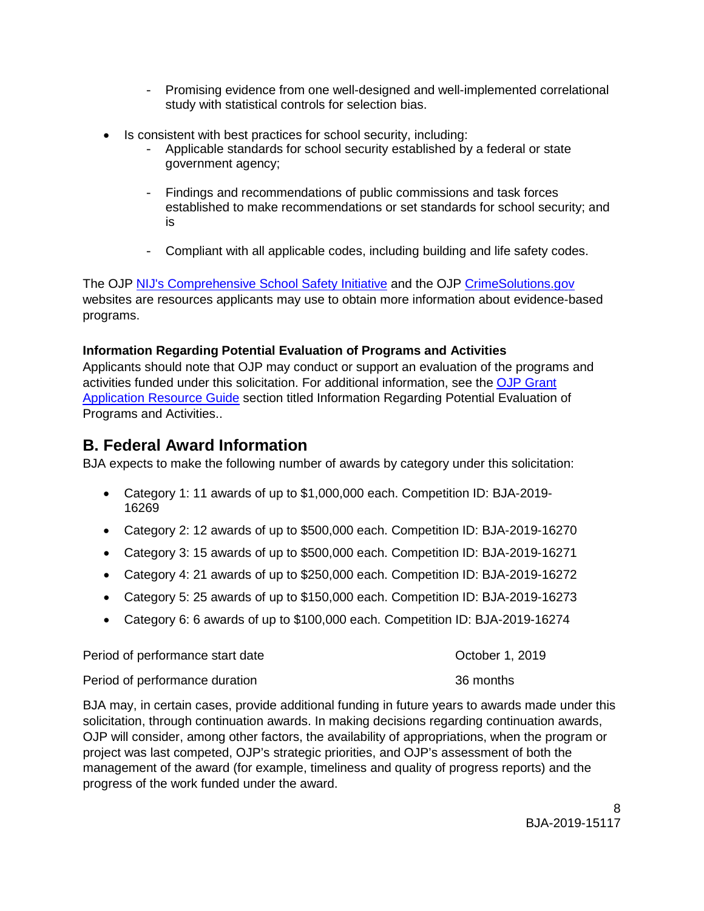- Promising evidence from one well-designed and well-implemented correlational study with statistical controls for selection bias.

- Is consistent with best practices for school security, including:
  - Applicable standards for school security established by a federal or state government agency;
  - Findings and recommendations of public commissions and task forces established to make recommendations or set standards for school security; and is
  - Compliant with all applicable codes, including building and life safety codes.

The OJP [NIJ's Comprehensive School Safety Initiative]() and the OJP [CrimeSolutions.gov]() websites are resources applicants may use to obtain more information about evidence-based programs.

**Information Regarding Potential Evaluation of Programs and Activities**

Applicants should note that OJP may conduct or support an evaluation of the programs and activities funded under this solicitation. For additional information, see the [OJP Grant Application Resource Guide]() section titled Information Regarding Potential Evaluation of Programs and Activities..

## B. Federal Award Information

BJA expects to make the following number of awards by category under this solicitation:

- Category 1: 11 awards of up to $1,000,000 each. Competition ID: BJA-2019-16269
- Category 2: 12 awards of up to $500,000 each. Competition ID: BJA-2019-16270
- Category 3: 15 awards of up to $500,000 each. Competition ID: BJA-2019-16271
- Category 4: 21 awards of up to $250,000 each. Competition ID: BJA-2019-16272
- Category 5: 25 awards of up to $150,000 each. Competition ID: BJA-2019-16273
- Category 6: 6 awards of up to $100,000 each. Competition ID: BJA-2019-16274

| | |
|---|---|
| Period of performance start date | October 1, 2019 |
| Period of performance duration | 36 months |

BJA may, in certain cases, provide additional funding in future years to awards made under this solicitation, through continuation awards. In making decisions regarding continuation awards, OJP will consider, among other factors, the availability of appropriations, when the program or project was last competed, OJP's strategic priorities, and OJP's assessment of both the management of the award (for example, timeliness and quality of progress reports) and the progress of the work funded under the award.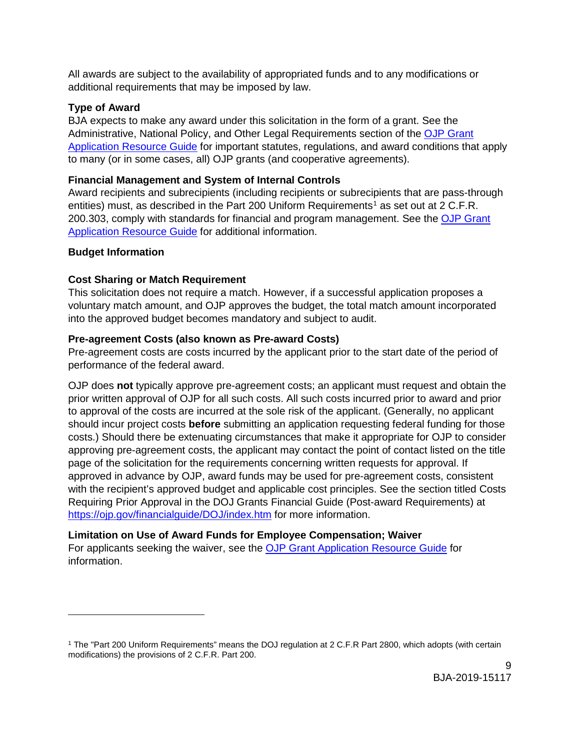All awards are subject to the availability of appropriated funds and to any modifications or additional requirements that may be imposed by law.

**Type of Award**

BJA expects to make any award under this solicitation in the form of a grant. See the Administrative, National Policy, and Other Legal Requirements section of the [OJP Grant Application Resource Guide](#) for important statutes, regulations, and award conditions that apply to many (or in some cases, all) OJP grants (and cooperative agreements).

**Financial Management and System of Internal Controls**

Award recipients and subrecipients (including recipients or subrecipients that are pass-through entities) must, as described in the Part 200 Uniform Requirements[1] as set out at 2 C.F.R. 200.303, comply with standards for financial and program management. See the [OJP Grant Application Resource Guide](#) for additional information.

**Budget Information**

**Cost Sharing or Match Requirement**

This solicitation does not require a match. However, if a successful application proposes a voluntary match amount, and OJP approves the budget, the total match amount incorporated into the approved budget becomes mandatory and subject to audit.

**Pre-agreement Costs (also known as Pre-award Costs)**

Pre-agreement costs are costs incurred by the applicant prior to the start date of the period of performance of the federal award.

OJP does **not** typically approve pre-agreement costs; an applicant must request and obtain the prior written approval of OJP for all such costs. All such costs incurred prior to award and prior to approval of the costs are incurred at the sole risk of the applicant. (Generally, no applicant should incur project costs **before** submitting an application requesting federal funding for those costs.) Should there be extenuating circumstances that make it appropriate for OJP to consider approving pre-agreement costs, the applicant may contact the point of contact listed on the title page of the solicitation for the requirements concerning written requests for approval. If approved in advance by OJP, award funds may be used for pre-agreement costs, consistent with the recipient's approved budget and applicable cost principles. See the section titled Costs Requiring Prior Approval in the DOJ Grants Financial Guide (Post-award Requirements) at https://ojp.gov/financialguide/DOJ/index.htm for more information.

**Limitation on Use of Award Funds for Employee Compensation; Waiver**

For applicants seeking the waiver, see the [OJP Grant Application Resource Guide](#) for information.

---

[1] The "Part 200 Uniform Requirements" means the DOJ regulation at 2 C.F.R Part 2800, which adopts (with certain modifications) the provisions of 2 C.F.R. Part 200.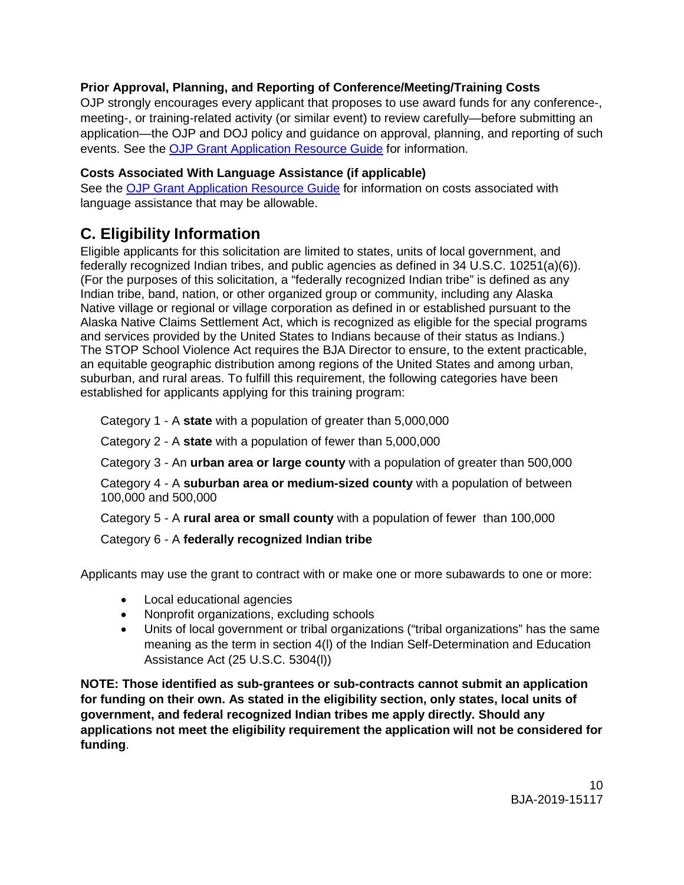**Prior Approval, Planning, and Reporting of Conference/Meeting/Training Costs**
OJP strongly encourages every applicant that proposes to use award funds for any conference-, meeting-, or training-related activity (or similar event) to review carefully—before submitting an application—the OJP and DOJ policy and guidance on approval, planning, and reporting of such events. See the [OJP Grant Application Resource Guide] for information.

**Costs Associated With Language Assistance (if applicable)**
See the [OJP Grant Application Resource Guide] for information on costs associated with language assistance that may be allowable.

## C. Eligibility Information

Eligible applicants for this solicitation are limited to states, units of local government, and federally recognized Indian tribes, and public agencies as defined in 34 U.S.C. 10251(a)(6)). (For the purposes of this solicitation, a "federally recognized Indian tribe" is defined as any Indian tribe, band, nation, or other organized group or community, including any Alaska Native village or regional or village corporation as defined in or established pursuant to the Alaska Native Claims Settlement Act, which is recognized as eligible for the special programs and services provided by the United States to Indians because of their status as Indians.) The STOP School Violence Act requires the BJA Director to ensure, to the extent practicable, an equitable geographic distribution among regions of the United States and among urban, suburban, and rural areas. To fulfill this requirement, the following categories have been established for applicants applying for this training program:

Category 1 - A **state** with a population of greater than 5,000,000

Category 2 - A **state** with a population of fewer than 5,000,000

Category 3 - An **urban area or large county** with a population of greater than 500,000

Category 4 - A **suburban area or medium-sized county** with a population of between 100,000 and 500,000

Category 5 - A **rural area or small county** with a population of fewer than 100,000

Category 6 - A **federally recognized Indian tribe**

Applicants may use the grant to contract with or make one or more subawards to one or more:

- Local educational agencies
- Nonprofit organizations, excluding schools
- Units of local government or tribal organizations ("tribal organizations" has the same meaning as the term in section 4(l) of the Indian Self-Determination and Education Assistance Act (25 U.S.C. 5304(l))

**NOTE: Those identified as sub-grantees or sub-contracts cannot submit an application for funding on their own. As stated in the eligibility section, only states, local units of government, and federal recognized Indian tribes me apply directly. Should any applications not meet the eligibility requirement the application will not be considered for funding**.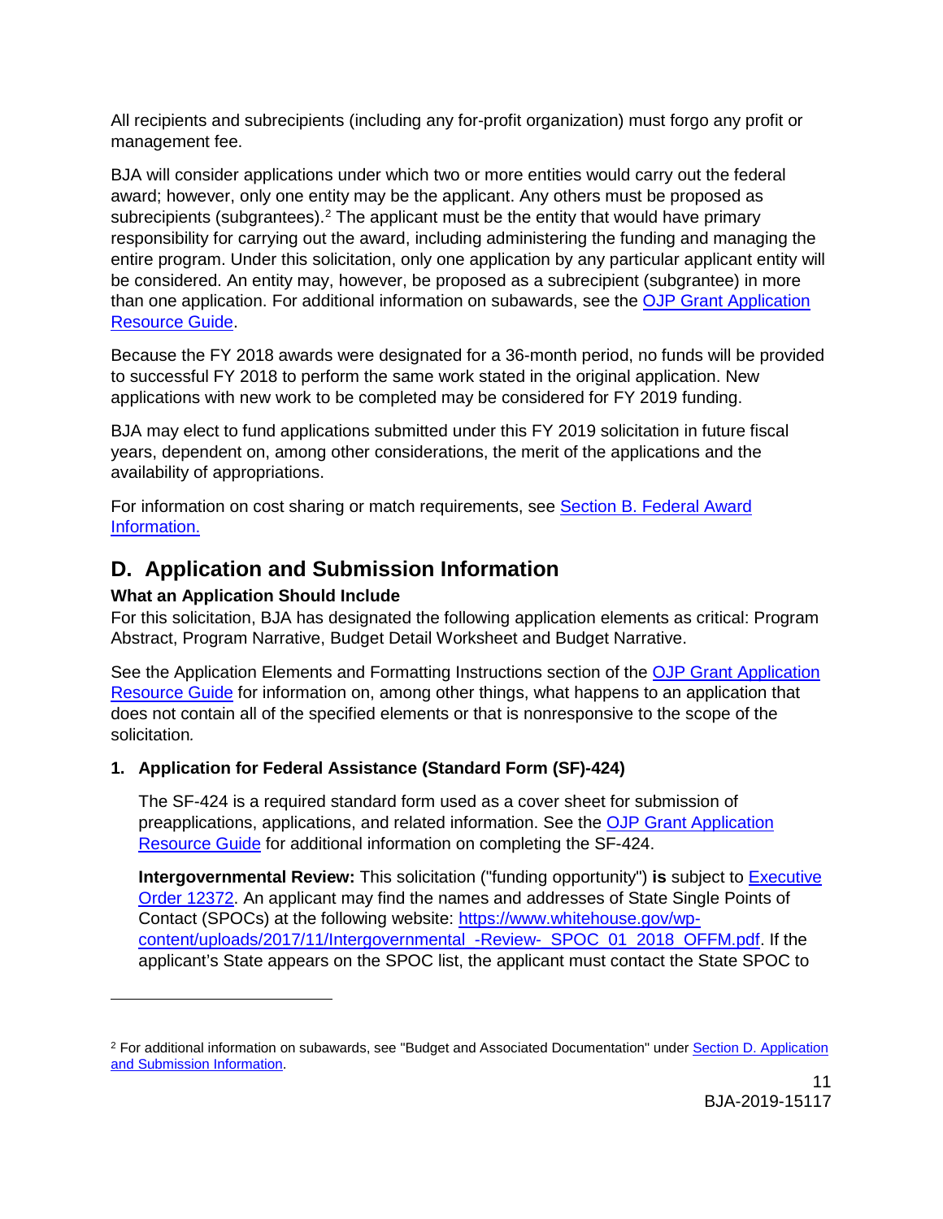All recipients and subrecipients (including any for-profit organization) must forgo any profit or management fee.

BJA will consider applications under which two or more entities would carry out the federal award; however, only one entity may be the applicant. Any others must be proposed as subrecipients (subgrantees).[2] The applicant must be the entity that would have primary responsibility for carrying out the award, including administering the funding and managing the entire program. Under this solicitation, only one application by any particular applicant entity will be considered. An entity may, however, be proposed as a subrecipient (subgrantee) in more than one application. For additional information on subawards, see the OJP Grant Application Resource Guide.

Because the FY 2018 awards were designated for a 36-month period, no funds will be provided to successful FY 2018 to perform the same work stated in the original application. New applications with new work to be completed may be considered for FY 2019 funding.

BJA may elect to fund applications submitted under this FY 2019 solicitation in future fiscal years, dependent on, among other considerations, the merit of the applications and the availability of appropriations.

For information on cost sharing or match requirements, see Section B. Federal Award Information.

## D. Application and Submission Information

### What an Application Should Include

For this solicitation, BJA has designated the following application elements as critical: Program Abstract, Program Narrative, Budget Detail Worksheet and Budget Narrative.

See the Application Elements and Formatting Instructions section of the OJP Grant Application Resource Guide for information on, among other things, what happens to an application that does not contain all of the specified elements or that is nonresponsive to the scope of the solicitation*.*

**1. Application for Federal Assistance (Standard Form (SF)-424)**

The SF-424 is a required standard form used as a cover sheet for submission of preapplications, applications, and related information. See the OJP Grant Application Resource Guide for additional information on completing the SF-424.

**Intergovernmental Review:** This solicitation ("funding opportunity") **is** subject to Executive Order 12372. An applicant may find the names and addresses of State Single Points of Contact (SPOCs) at the following website: https://www.whitehouse.gov/wp-content/uploads/2017/11/Intergovernmental_-Review-_SPOC_01_2018_OFFM.pdf. If the applicant's State appears on the SPOC list, the applicant must contact the State SPOC to

---

[2] For additional information on subawards, see "Budget and Associated Documentation" under Section D. Application and Submission Information.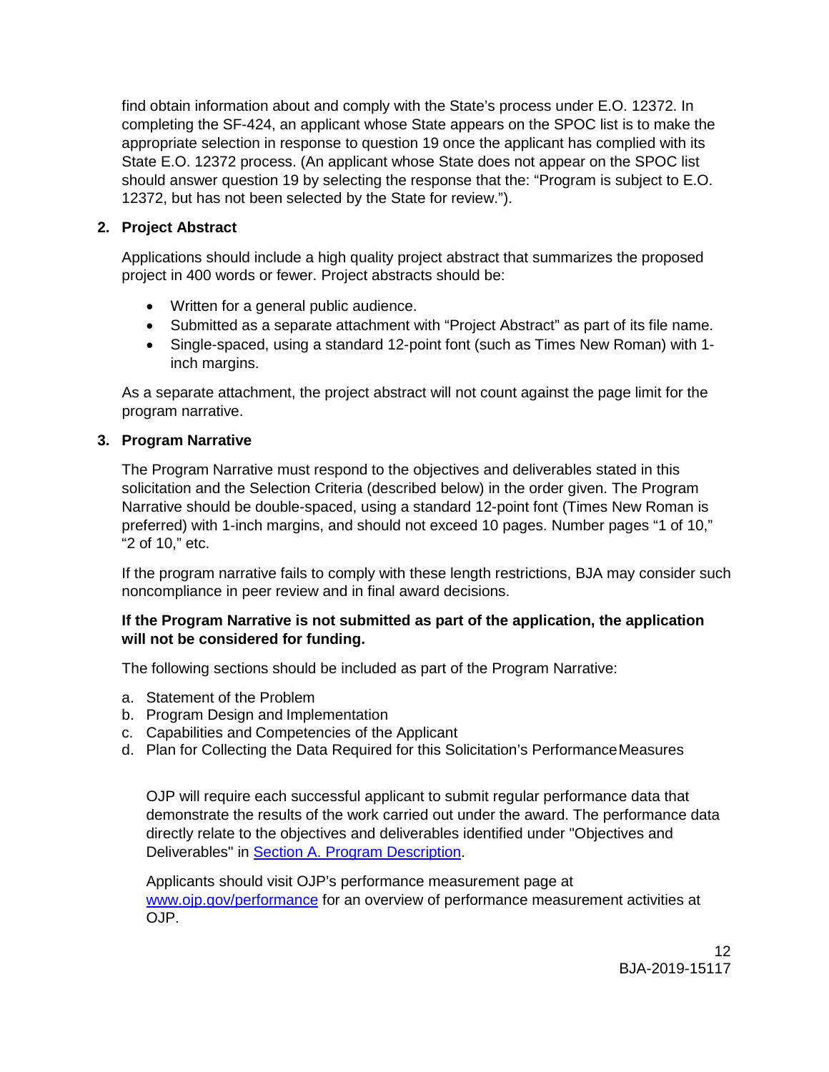find obtain information about and comply with the State's process under E.O. 12372. In completing the SF-424, an applicant whose State appears on the SPOC list is to make the appropriate selection in response to question 19 once the applicant has complied with its State E.O. 12372 process. (An applicant whose State does not appear on the SPOC list should answer question 19 by selecting the response that the: "Program is subject to E.O. 12372, but has not been selected by the State for review.").

**2. Project Abstract**

Applications should include a high quality project abstract that summarizes the proposed project in 400 words or fewer. Project abstracts should be:

- Written for a general public audience.
- Submitted as a separate attachment with "Project Abstract" as part of its file name.
- Single-spaced, using a standard 12-point font (such as Times New Roman) with 1-inch margins.

As a separate attachment, the project abstract will not count against the page limit for the program narrative.

**3. Program Narrative**

The Program Narrative must respond to the objectives and deliverables stated in this solicitation and the Selection Criteria (described below) in the order given. The Program Narrative should be double-spaced, using a standard 12-point font (Times New Roman is preferred) with 1-inch margins, and should not exceed 10 pages. Number pages "1 of 10," "2 of 10," etc.

If the program narrative fails to comply with these length restrictions, BJA may consider such noncompliance in peer review and in final award decisions.

**If the Program Narrative is not submitted as part of the application, the application will not be considered for funding.**

The following sections should be included as part of the Program Narrative:

a. Statement of the Problem
b. Program Design and Implementation
c. Capabilities and Competencies of the Applicant
d. Plan for Collecting the Data Required for this Solicitation's Performance Measures

OJP will require each successful applicant to submit regular performance data that demonstrate the results of the work carried out under the award. The performance data directly relate to the objectives and deliverables identified under "Objectives and Deliverables" in [Section A. Program Description](#).

Applicants should visit OJP's performance measurement page at [www.ojp.gov/performance](www.ojp.gov/performance) for an overview of performance measurement activities at OJP.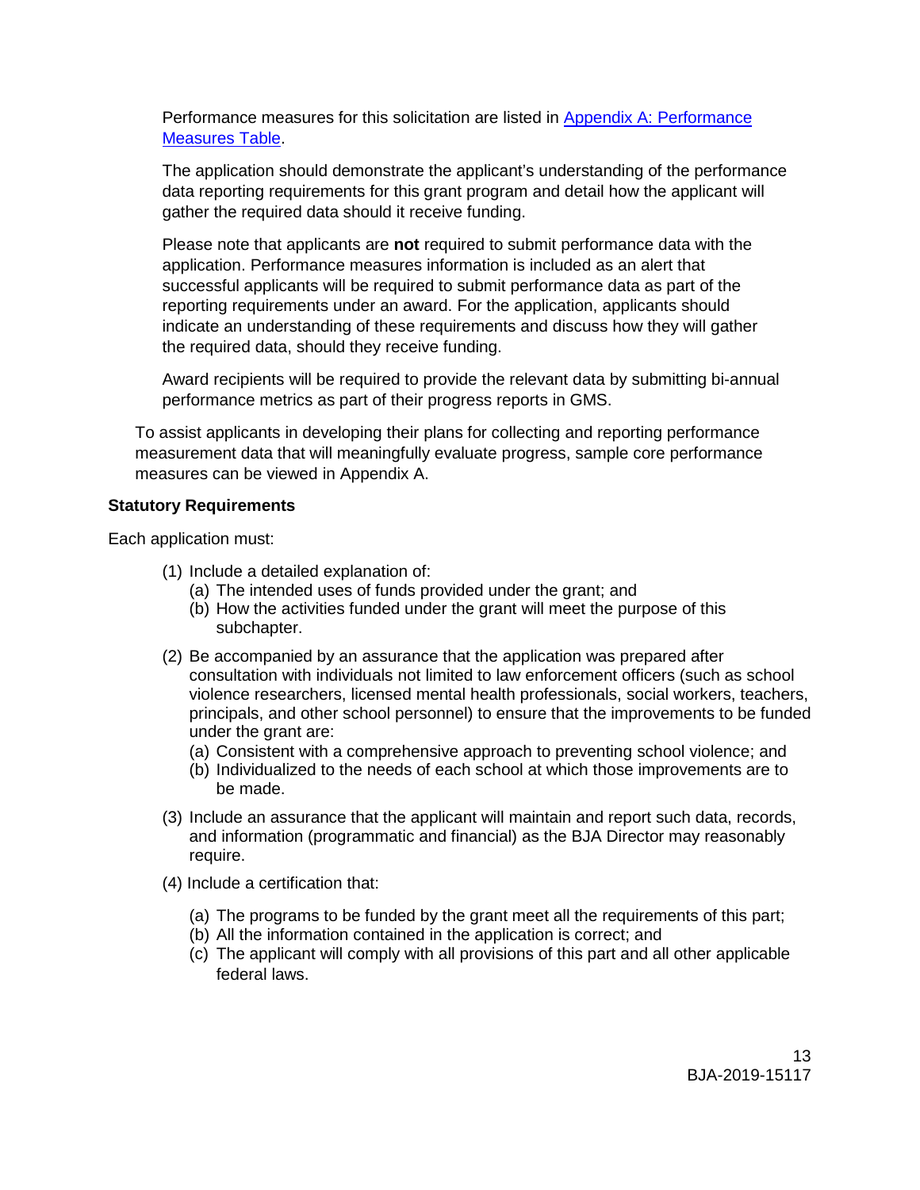Performance measures for this solicitation are listed in [Appendix A: Performance Measures Table](#).

The application should demonstrate the applicant's understanding of the performance data reporting requirements for this grant program and detail how the applicant will gather the required data should it receive funding.

Please note that applicants are **not** required to submit performance data with the application. Performance measures information is included as an alert that successful applicants will be required to submit performance data as part of the reporting requirements under an award. For the application, applicants should indicate an understanding of these requirements and discuss how they will gather the required data, should they receive funding.

Award recipients will be required to provide the relevant data by submitting bi-annual performance metrics as part of their progress reports in GMS.

To assist applicants in developing their plans for collecting and reporting performance measurement data that will meaningfully evaluate progress, sample core performance measures can be viewed in Appendix A.

**Statutory Requirements**

Each application must:

(1) Include a detailed explanation of:
   (a) The intended uses of funds provided under the grant; and
   (b) How the activities funded under the grant will meet the purpose of this subchapter.

(2) Be accompanied by an assurance that the application was prepared after consultation with individuals not limited to law enforcement officers (such as school violence researchers, licensed mental health professionals, social workers, teachers, principals, and other school personnel) to ensure that the improvements to be funded under the grant are:
   (a) Consistent with a comprehensive approach to preventing school violence; and
   (b) Individualized to the needs of each school at which those improvements are to be made.

(3) Include an assurance that the applicant will maintain and report such data, records, and information (programmatic and financial) as the BJA Director may reasonably require.

(4) Include a certification that:
   (a) The programs to be funded by the grant meet all the requirements of this part;
   (b) All the information contained in the application is correct; and
   (c) The applicant will comply with all provisions of this part and all other applicable federal laws.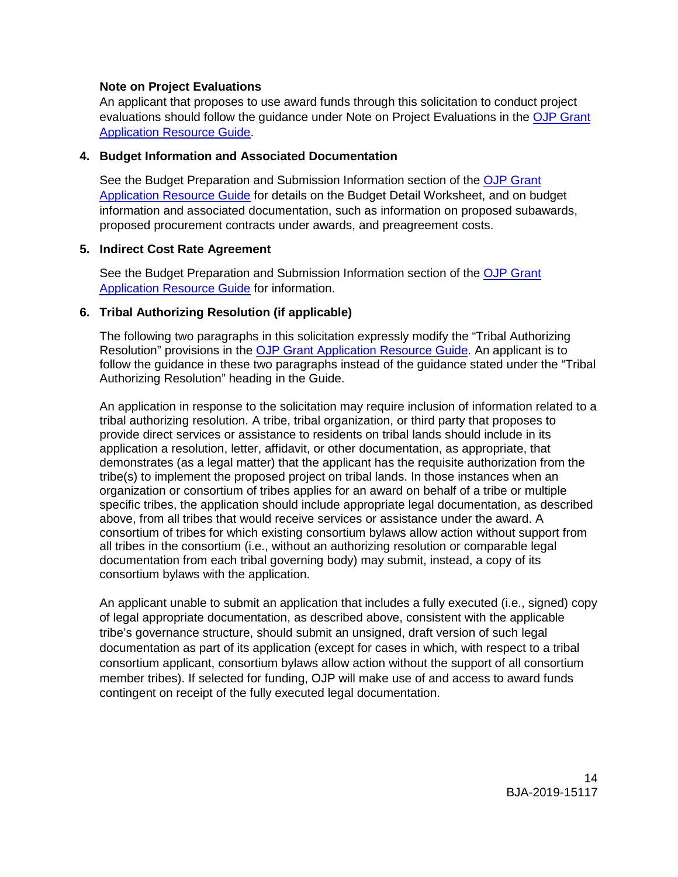**Note on Project Evaluations**

An applicant that proposes to use award funds through this solicitation to conduct project evaluations should follow the guidance under Note on Project Evaluations in the OJP Grant Application Resource Guide.

**4. Budget Information and Associated Documentation**

See the Budget Preparation and Submission Information section of the OJP Grant Application Resource Guide for details on the Budget Detail Worksheet, and on budget information and associated documentation, such as information on proposed subawards, proposed procurement contracts under awards, and preagreement costs.

**5. Indirect Cost Rate Agreement**

See the Budget Preparation and Submission Information section of the OJP Grant Application Resource Guide for information.

**6. Tribal Authorizing Resolution (if applicable)**

The following two paragraphs in this solicitation expressly modify the "Tribal Authorizing Resolution" provisions in the OJP Grant Application Resource Guide. An applicant is to follow the guidance in these two paragraphs instead of the guidance stated under the "Tribal Authorizing Resolution" heading in the Guide.

An application in response to the solicitation may require inclusion of information related to a tribal authorizing resolution. A tribe, tribal organization, or third party that proposes to provide direct services or assistance to residents on tribal lands should include in its application a resolution, letter, affidavit, or other documentation, as appropriate, that demonstrates (as a legal matter) that the applicant has the requisite authorization from the tribe(s) to implement the proposed project on tribal lands. In those instances when an organization or consortium of tribes applies for an award on behalf of a tribe or multiple specific tribes, the application should include appropriate legal documentation, as described above, from all tribes that would receive services or assistance under the award. A consortium of tribes for which existing consortium bylaws allow action without support from all tribes in the consortium (i.e., without an authorizing resolution or comparable legal documentation from each tribal governing body) may submit, instead, a copy of its consortium bylaws with the application.

An applicant unable to submit an application that includes a fully executed (i.e., signed) copy of legal appropriate documentation, as described above, consistent with the applicable tribe's governance structure, should submit an unsigned, draft version of such legal documentation as part of its application (except for cases in which, with respect to a tribal consortium applicant, consortium bylaws allow action without the support of all consortium member tribes). If selected for funding, OJP will make use of and access to award funds contingent on receipt of the fully executed legal documentation.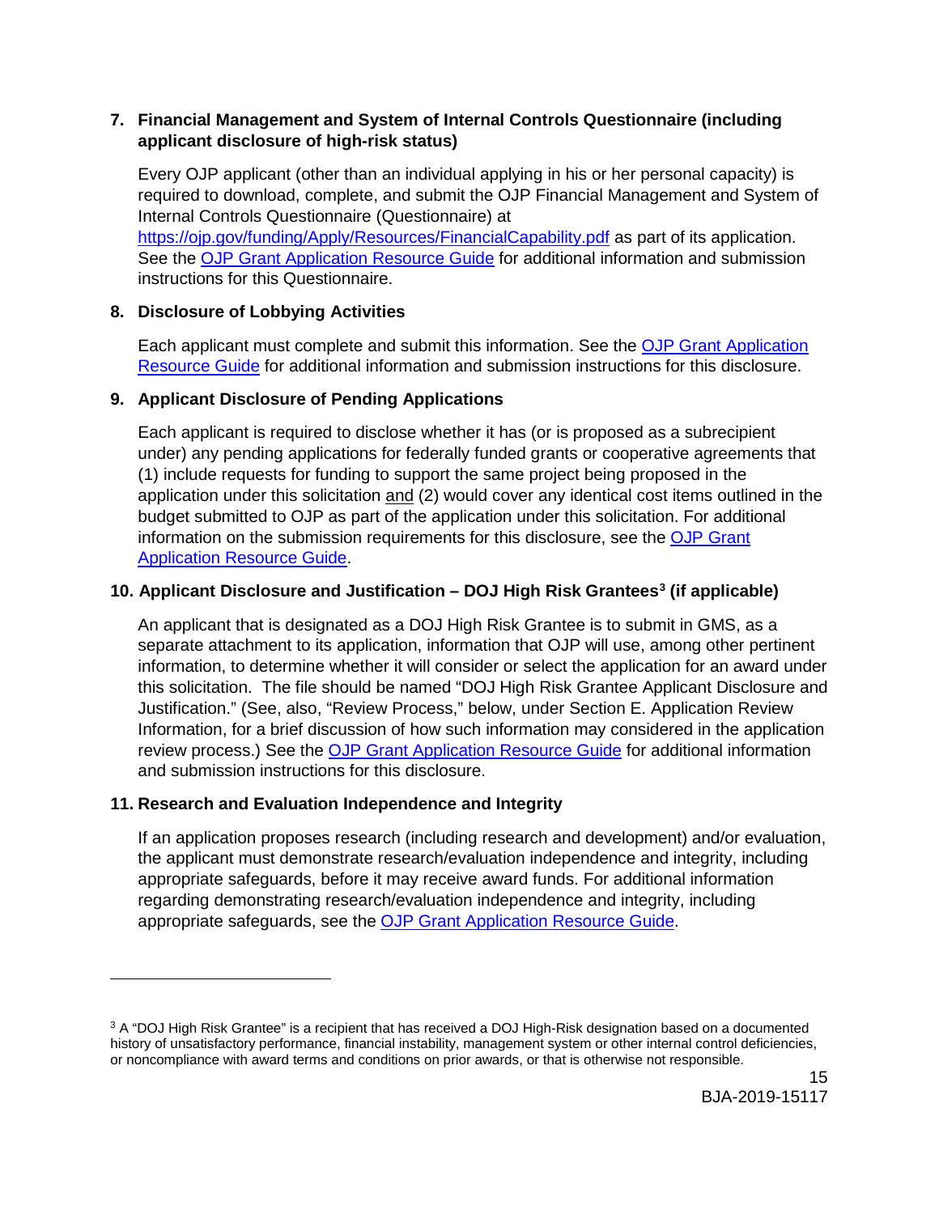**7. Financial Management and System of Internal Controls Questionnaire (including applicant disclosure of high-risk status)**

Every OJP applicant (other than an individual applying in his or her personal capacity) is required to download, complete, and submit the OJP Financial Management and System of Internal Controls Questionnaire (Questionnaire) at https://ojp.gov/funding/Apply/Resources/FinancialCapability.pdf as part of its application. See the OJP Grant Application Resource Guide for additional information and submission instructions for this Questionnaire.

**8. Disclosure of Lobbying Activities**

Each applicant must complete and submit this information. See the OJP Grant Application Resource Guide for additional information and submission instructions for this disclosure.

**9. Applicant Disclosure of Pending Applications**

Each applicant is required to disclose whether it has (or is proposed as a subrecipient under) any pending applications for federally funded grants or cooperative agreements that (1) include requests for funding to support the same project being proposed in the application under this solicitation and (2) would cover any identical cost items outlined in the budget submitted to OJP as part of the application under this solicitation. For additional information on the submission requirements for this disclosure, see the OJP Grant Application Resource Guide.

**10. Applicant Disclosure and Justification – DOJ High Risk Grantees[3] (if applicable)**

An applicant that is designated as a DOJ High Risk Grantee is to submit in GMS, as a separate attachment to its application, information that OJP will use, among other pertinent information, to determine whether it will consider or select the application for an award under this solicitation. The file should be named "DOJ High Risk Grantee Applicant Disclosure and Justification." (See, also, "Review Process," below, under Section E. Application Review Information, for a brief discussion of how such information may considered in the application review process.) See the OJP Grant Application Resource Guide for additional information and submission instructions for this disclosure.

**11. Research and Evaluation Independence and Integrity**

If an application proposes research (including research and development) and/or evaluation, the applicant must demonstrate research/evaluation independence and integrity, including appropriate safeguards, before it may receive award funds. For additional information regarding demonstrating research/evaluation independence and integrity, including appropriate safeguards, see the OJP Grant Application Resource Guide.

---

[3] A "DOJ High Risk Grantee" is a recipient that has received a DOJ High-Risk designation based on a documented history of unsatisfactory performance, financial instability, management system or other internal control deficiencies, or noncompliance with award terms and conditions on prior awards, or that is otherwise not responsible.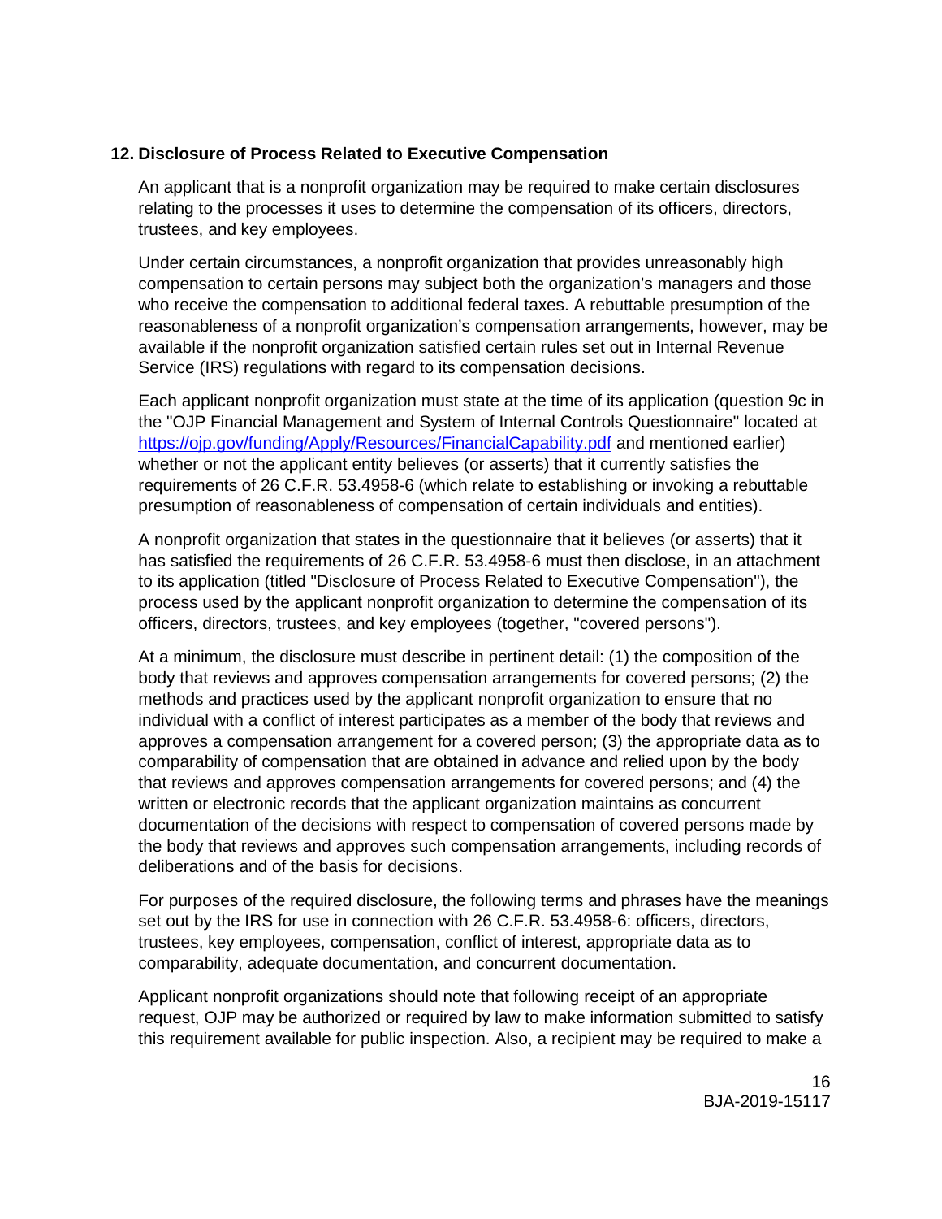**12. Disclosure of Process Related to Executive Compensation**

An applicant that is a nonprofit organization may be required to make certain disclosures relating to the processes it uses to determine the compensation of its officers, directors, trustees, and key employees.

Under certain circumstances, a nonprofit organization that provides unreasonably high compensation to certain persons may subject both the organization's managers and those who receive the compensation to additional federal taxes. A rebuttable presumption of the reasonableness of a nonprofit organization's compensation arrangements, however, may be available if the nonprofit organization satisfied certain rules set out in Internal Revenue Service (IRS) regulations with regard to its compensation decisions.

Each applicant nonprofit organization must state at the time of its application (question 9c in the "OJP Financial Management and System of Internal Controls Questionnaire" located at https://ojp.gov/funding/Apply/Resources/FinancialCapability.pdf and mentioned earlier) whether or not the applicant entity believes (or asserts) that it currently satisfies the requirements of 26 C.F.R. 53.4958-6 (which relate to establishing or invoking a rebuttable presumption of reasonableness of compensation of certain individuals and entities).

A nonprofit organization that states in the questionnaire that it believes (or asserts) that it has satisfied the requirements of 26 C.F.R. 53.4958-6 must then disclose, in an attachment to its application (titled "Disclosure of Process Related to Executive Compensation"), the process used by the applicant nonprofit organization to determine the compensation of its officers, directors, trustees, and key employees (together, "covered persons").

At a minimum, the disclosure must describe in pertinent detail: (1) the composition of the body that reviews and approves compensation arrangements for covered persons; (2) the methods and practices used by the applicant nonprofit organization to ensure that no individual with a conflict of interest participates as a member of the body that reviews and approves a compensation arrangement for a covered person; (3) the appropriate data as to comparability of compensation that are obtained in advance and relied upon by the body that reviews and approves compensation arrangements for covered persons; and (4) the written or electronic records that the applicant organization maintains as concurrent documentation of the decisions with respect to compensation of covered persons made by the body that reviews and approves such compensation arrangements, including records of deliberations and of the basis for decisions.

For purposes of the required disclosure, the following terms and phrases have the meanings set out by the IRS for use in connection with 26 C.F.R. 53.4958-6: officers, directors, trustees, key employees, compensation, conflict of interest, appropriate data as to comparability, adequate documentation, and concurrent documentation.

Applicant nonprofit organizations should note that following receipt of an appropriate request, OJP may be authorized or required by law to make information submitted to satisfy this requirement available for public inspection. Also, a recipient may be required to make a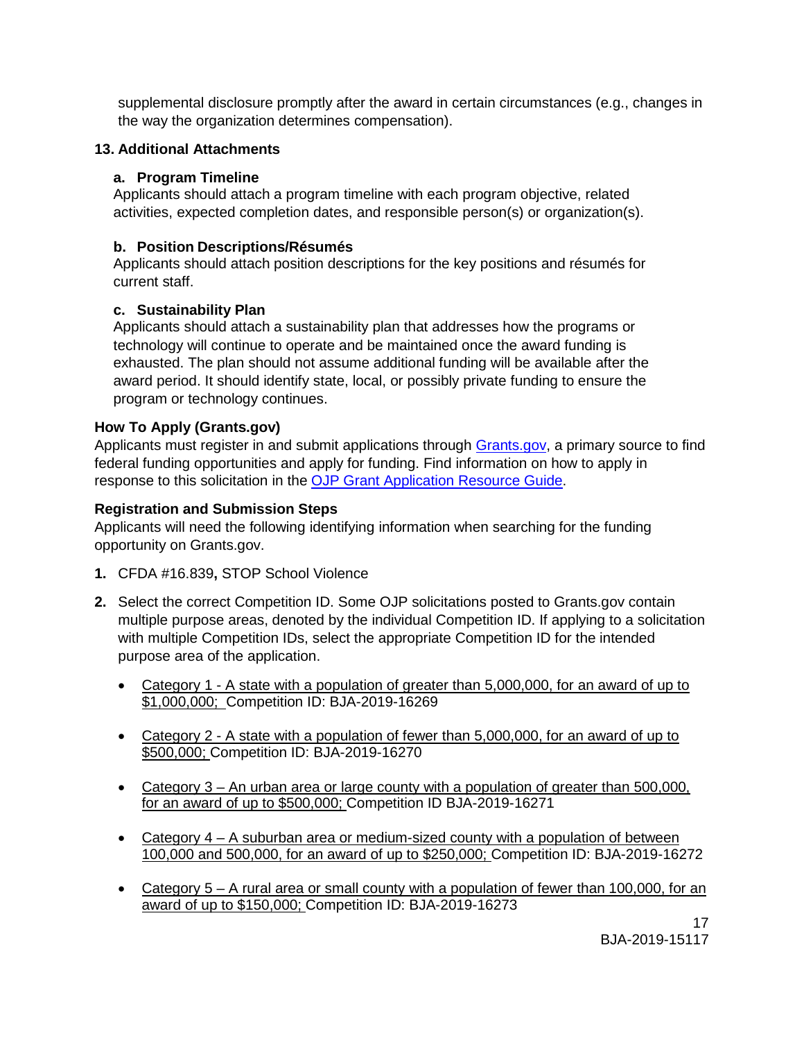supplemental disclosure promptly after the award in certain circumstances (e.g., changes in the way the organization determines compensation).

**13. Additional Attachments**

**a. Program Timeline**
Applicants should attach a program timeline with each program objective, related activities, expected completion dates, and responsible person(s) or organization(s).

**b. Position Descriptions/Résumés**
Applicants should attach position descriptions for the key positions and résumés for current staff.

**c. Sustainability Plan**
Applicants should attach a sustainability plan that addresses how the programs or technology will continue to operate and be maintained once the award funding is exhausted. The plan should not assume additional funding will be available after the award period. It should identify state, local, or possibly private funding to ensure the program or technology continues.

**How To Apply (Grants.gov)**
Applicants must register in and submit applications through [Grants.gov](), a primary source to find federal funding opportunities and apply for funding. Find information on how to apply in response to this solicitation in the [OJP Grant Application Resource Guide]().

**Registration and Submission Steps**
Applicants will need the following identifying information when searching for the funding opportunity on Grants.gov.

1. CFDA #16.839**,** STOP School Violence

2. Select the correct Competition ID. Some OJP solicitations posted to Grants.gov contain multiple purpose areas, denoted by the individual Competition ID. If applying to a solicitation with multiple Competition IDs, select the appropriate Competition ID for the intended purpose area of the application.

   - Category 1 - A state with a population of greater than 5,000,000, for an award of up to $1,000,000; Competition ID: BJA-2019-16269
   - Category 2 - A state with a population of fewer than 5,000,000, for an award of up to $500,000; Competition ID: BJA-2019-16270
   - Category 3 – An urban area or large county with a population of greater than 500,000, for an award of up to $500,000; Competition ID BJA-2019-16271
   - Category 4 – A suburban area or medium-sized county with a population of between 100,000 and 500,000, for an award of up to $250,000; Competition ID: BJA-2019-16272
   - Category 5 – A rural area or small county with a population of fewer than 100,000, for an award of up to $150,000; Competition ID: BJA-2019-16273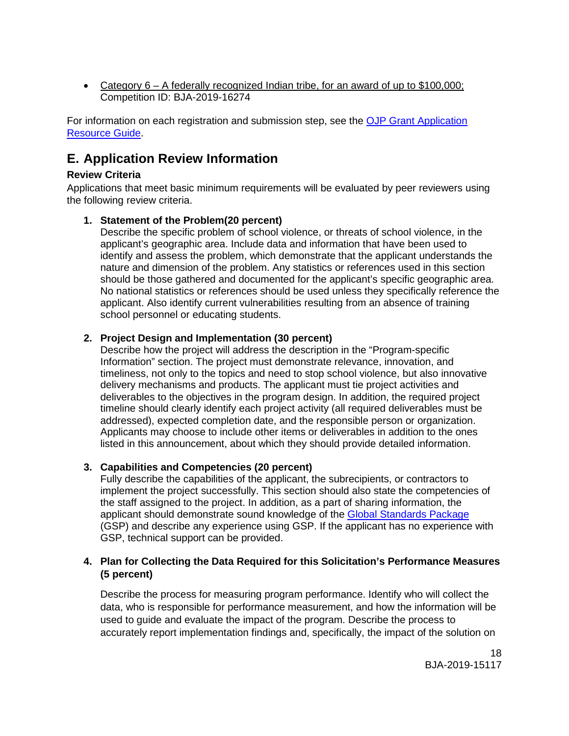- Category 6 – A federally recognized Indian tribe, for an award of up to $100,000; Competition ID: BJA-2019-16274

For information on each registration and submission step, see the [OJP Grant Application Resource Guide](#).

## E. Application Review Information

### Review Criteria

Applications that meet basic minimum requirements will be evaluated by peer reviewers using the following review criteria.

1. **Statement of the Problem(20 percent)**
   Describe the specific problem of school violence, or threats of school violence, in the applicant's geographic area. Include data and information that have been used to identify and assess the problem, which demonstrate that the applicant understands the nature and dimension of the problem. Any statistics or references used in this section should be those gathered and documented for the applicant's specific geographic area. No national statistics or references should be used unless they specifically reference the applicant. Also identify current vulnerabilities resulting from an absence of training school personnel or educating students.

2. **Project Design and Implementation (30 percent)**
   Describe how the project will address the description in the "Program-specific Information" section. The project must demonstrate relevance, innovation, and timeliness, not only to the topics and need to stop school violence, but also innovative delivery mechanisms and products. The applicant must tie project activities and deliverables to the objectives in the program design. In addition, the required project timeline should clearly identify each project activity (all required deliverables must be addressed), expected completion date, and the responsible person or organization. Applicants may choose to include other items or deliverables in addition to the ones listed in this announcement, about which they should provide detailed information.

3. **Capabilities and Competencies (20 percent)**
   Fully describe the capabilities of the applicant, the subrecipients, or contractors to implement the project successfully. This section should also state the competencies of the staff assigned to the project. In addition, as a part of sharing information, the applicant should demonstrate sound knowledge of the [Global Standards Package](#) (GSP) and describe any experience using GSP. If the applicant has no experience with GSP, technical support can be provided.

4. **Plan for Collecting the Data Required for this Solicitation's Performance Measures (5 percent)**

   Describe the process for measuring program performance. Identify who will collect the data, who is responsible for performance measurement, and how the information will be used to guide and evaluate the impact of the program. Describe the process to accurately report implementation findings and, specifically, the impact of the solution on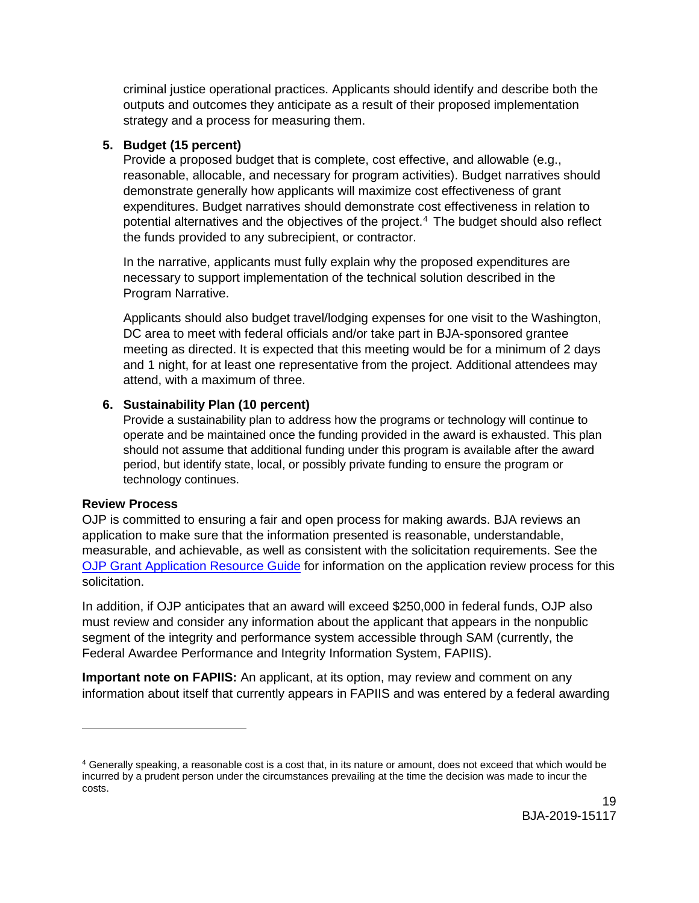criminal justice operational practices. Applicants should identify and describe both the outputs and outcomes they anticipate as a result of their proposed implementation strategy and a process for measuring them.

5. **Budget (15 percent)**
   Provide a proposed budget that is complete, cost effective, and allowable (e.g., reasonable, allocable, and necessary for program activities). Budget narratives should demonstrate generally how applicants will maximize cost effectiveness of grant expenditures. Budget narratives should demonstrate cost effectiveness in relation to potential alternatives and the objectives of the project.[4] The budget should also reflect the funds provided to any subrecipient, or contractor.

   In the narrative, applicants must fully explain why the proposed expenditures are necessary to support implementation of the technical solution described in the Program Narrative.

   Applicants should also budget travel/lodging expenses for one visit to the Washington, DC area to meet with federal officials and/or take part in BJA-sponsored grantee meeting as directed. It is expected that this meeting would be for a minimum of 2 days and 1 night, for at least one representative from the project. Additional attendees may attend, with a maximum of three.

6. **Sustainability Plan (10 percent)**
   Provide a sustainability plan to address how the programs or technology will continue to operate and be maintained once the funding provided in the award is exhausted. This plan should not assume that additional funding under this program is available after the award period, but identify state, local, or possibly private funding to ensure the program or technology continues.

**Review Process**

OJP is committed to ensuring a fair and open process for making awards. BJA reviews an application to make sure that the information presented is reasonable, understandable, measurable, and achievable, as well as consistent with the solicitation requirements. See the [OJP Grant Application Resource Guide] for information on the application review process for this solicitation.

In addition, if OJP anticipates that an award will exceed $250,000 in federal funds, OJP also must review and consider any information about the applicant that appears in the nonpublic segment of the integrity and performance system accessible through SAM (currently, the Federal Awardee Performance and Integrity Information System, FAPIIS).

**Important note on FAPIIS:** An applicant, at its option, may review and comment on any information about itself that currently appears in FAPIIS and was entered by a federal awarding

---

[4] Generally speaking, a reasonable cost is a cost that, in its nature or amount, does not exceed that which would be incurred by a prudent person under the circumstances prevailing at the time the decision was made to incur the costs.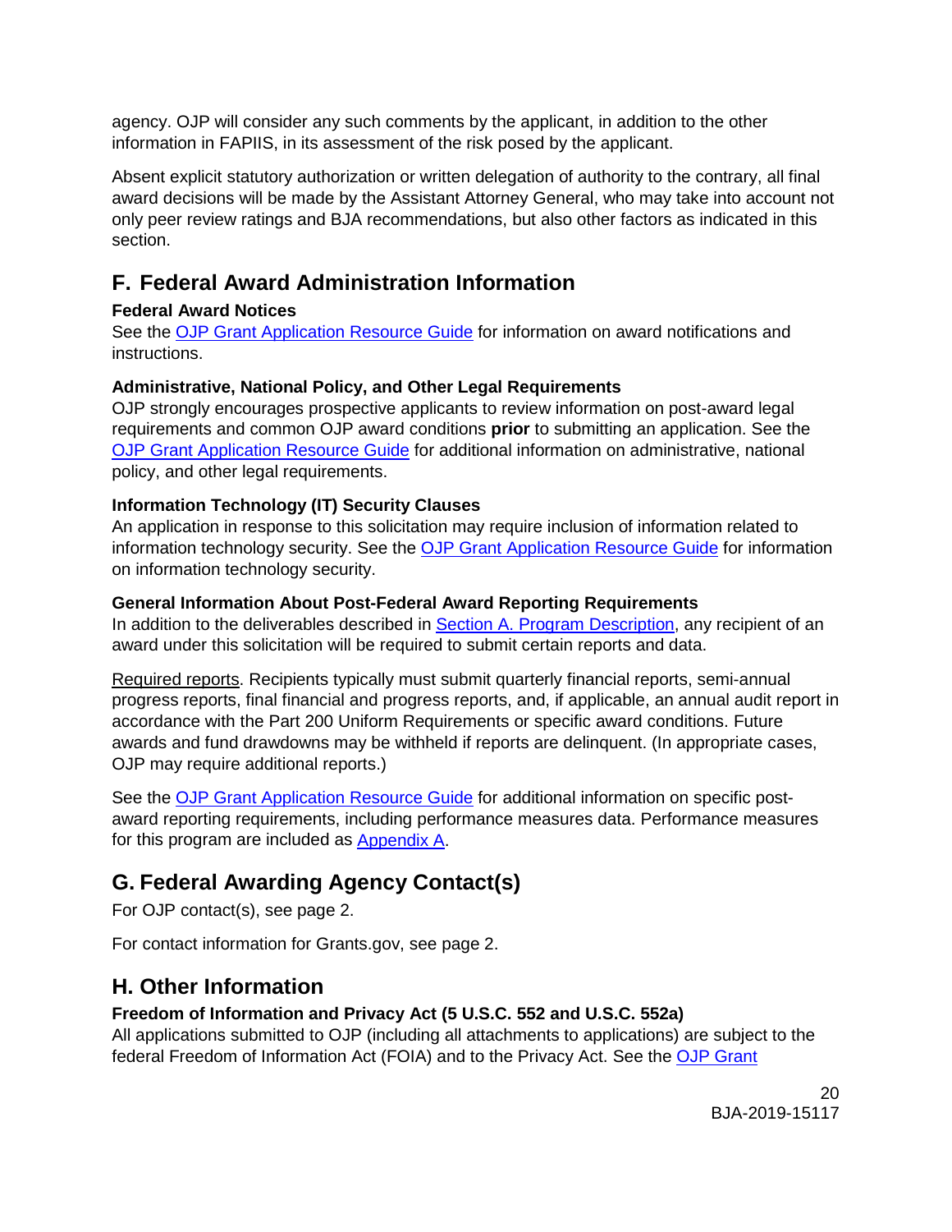agency. OJP will consider any such comments by the applicant, in addition to the other information in FAPIIS, in its assessment of the risk posed by the applicant.

Absent explicit statutory authorization or written delegation of authority to the contrary, all final award decisions will be made by the Assistant Attorney General, who may take into account not only peer review ratings and BJA recommendations, but also other factors as indicated in this section.

## F. Federal Award Administration Information

**Federal Award Notices**
See the OJP Grant Application Resource Guide for information on award notifications and instructions.

**Administrative, National Policy, and Other Legal Requirements**
OJP strongly encourages prospective applicants to review information on post-award legal requirements and common OJP award conditions **prior** to submitting an application. See the OJP Grant Application Resource Guide for additional information on administrative, national policy, and other legal requirements.

**Information Technology (IT) Security Clauses**
An application in response to this solicitation may require inclusion of information related to information technology security. See the OJP Grant Application Resource Guide for information on information technology security.

**General Information About Post-Federal Award Reporting Requirements**
In addition to the deliverables described in Section A. Program Description, any recipient of an award under this solicitation will be required to submit certain reports and data.

Required reports. Recipients typically must submit quarterly financial reports, semi-annual progress reports, final financial and progress reports, and, if applicable, an annual audit report in accordance with the Part 200 Uniform Requirements or specific award conditions. Future awards and fund drawdowns may be withheld if reports are delinquent. (In appropriate cases, OJP may require additional reports.)

See the OJP Grant Application Resource Guide for additional information on specific post-award reporting requirements, including performance measures data. Performance measures for this program are included as Appendix A.

## G. Federal Awarding Agency Contact(s)

For OJP contact(s), see page 2.

For contact information for Grants.gov, see page 2.

## H. Other Information

**Freedom of Information and Privacy Act (5 U.S.C. 552 and U.S.C. 552a)**
All applications submitted to OJP (including all attachments to applications) are subject to the federal Freedom of Information Act (FOIA) and to the Privacy Act. See the OJP Grant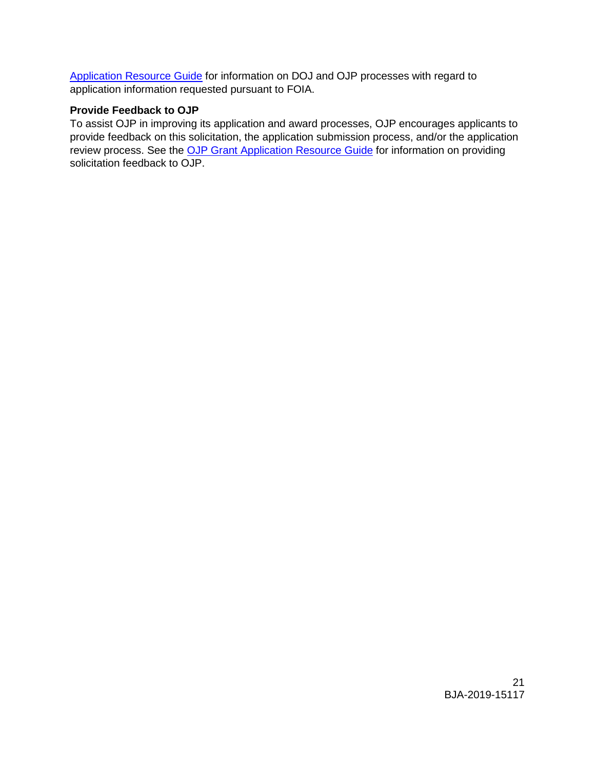Application Resource Guide for information on DOJ and OJP processes with regard to application information requested pursuant to FOIA.

**Provide Feedback to OJP**

To assist OJP in improving its application and award processes, OJP encourages applicants to provide feedback on this solicitation, the application submission process, and/or the application review process. See the OJP Grant Application Resource Guide for information on providing solicitation feedback to OJP.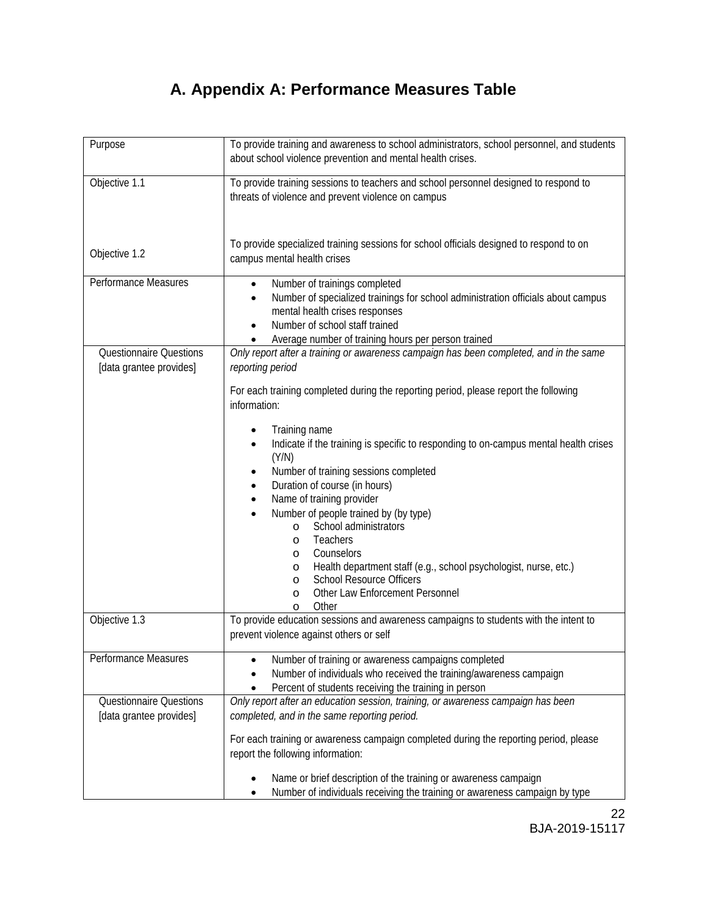# A. Appendix A: Performance Measures Table

| | |
|---|---|
| Purpose | To provide training and awareness to school administrators, school personnel, and students about school violence prevention and mental health crises. |
| Objective 1.1<br><br>Objective 1.2 | To provide training sessions to teachers and school personnel designed to respond to threats of violence and prevent violence on campus<br><br>To provide specialized training sessions for school officials designed to respond to on campus mental health crises |
| Performance Measures | • Number of trainings completed<br>• Number of specialized trainings for school administration officials about campus mental health crises responses<br>• Number of school staff trained<br>• Average number of training hours per person trained |
| Questionnaire Questions [data grantee provides] | *Only report after a training or awareness campaign has been completed, and in the same reporting period*<br><br>For each training completed during the reporting period, please report the following information:<br><br>• Training name<br>• Indicate if the training is specific to responding to on-campus mental health crises (Y/N)<br>• Number of training sessions completed<br>• Duration of course (in hours)<br>• Name of training provider<br>• Number of people trained by (by type)<br>  o School administrators<br>  o Teachers<br>  o Counselors<br>  o Health department staff (e.g., school psychologist, nurse, etc.)<br>  o School Resource Officers<br>  o Other Law Enforcement Personnel<br>  o Other |
| Objective 1.3 | To provide education sessions and awareness campaigns to students with the intent to prevent violence against others or self |
| Performance Measures | • Number of training or awareness campaigns completed<br>• Number of individuals who received the training/awareness campaign<br>• Percent of students receiving the training in person |
| Questionnaire Questions [data grantee provides] | *Only report after an education session, training, or awareness campaign has been completed, and in the same reporting period.*<br><br>For each training or awareness campaign completed during the reporting period, please report the following information:<br><br>• Name or brief description of the training or awareness campaign<br>• Number of individuals receiving the training or awareness campaign by type |

BJA-2019-15117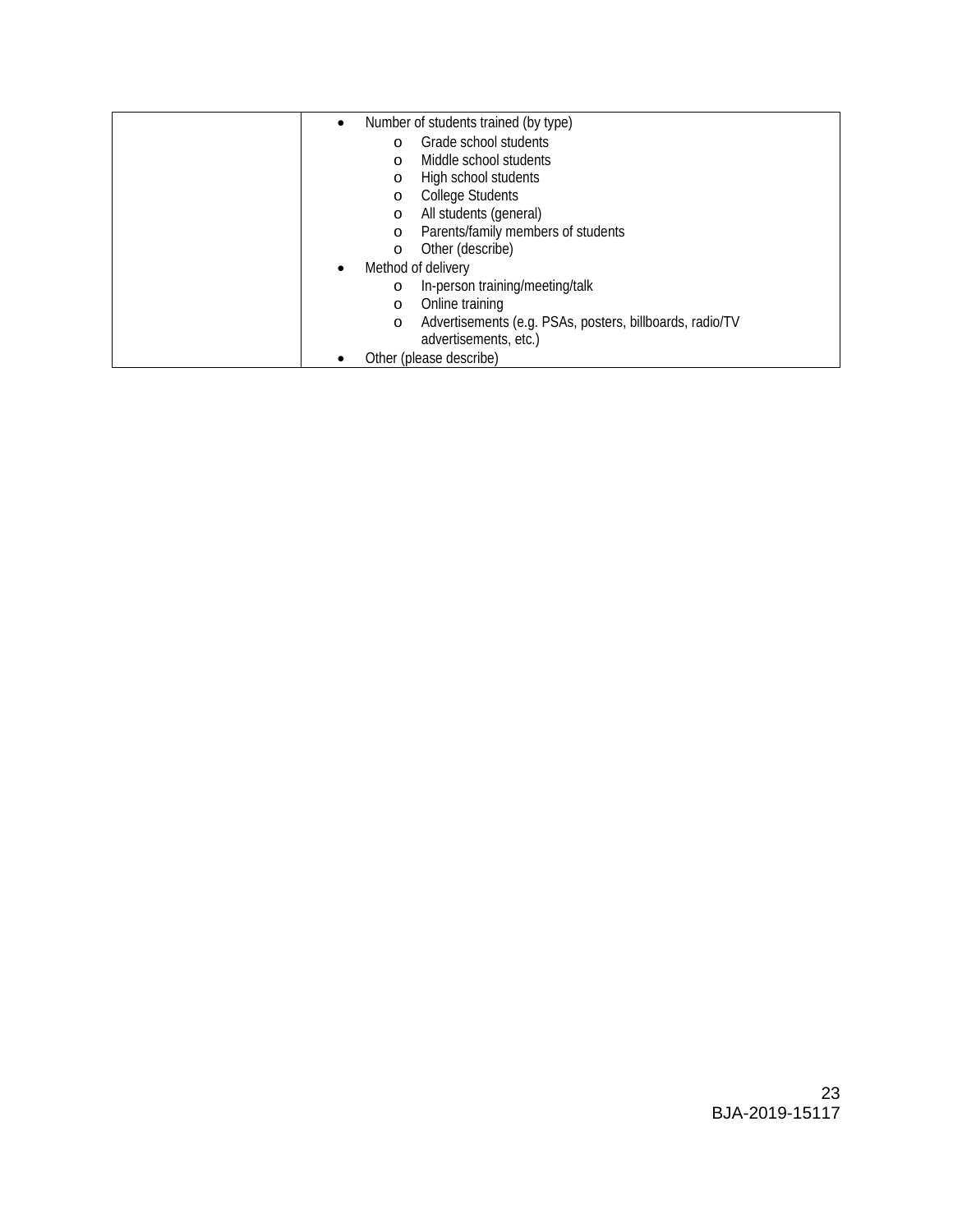| | |
|---|---|
| | • Number of students trained (by type)<br>  o Grade school students<br>  o Middle school students<br>  o High school students<br>  o College Students<br>  o All students (general)<br>  o Parents/family members of students<br>  o Other (describe)<br>• Method of delivery<br>  o In-person training/meeting/talk<br>  o Online training<br>  o Advertisements (e.g. PSAs, posters, billboards, radio/TV advertisements, etc.)<br>• Other (please describe) |

BJA-2019-15117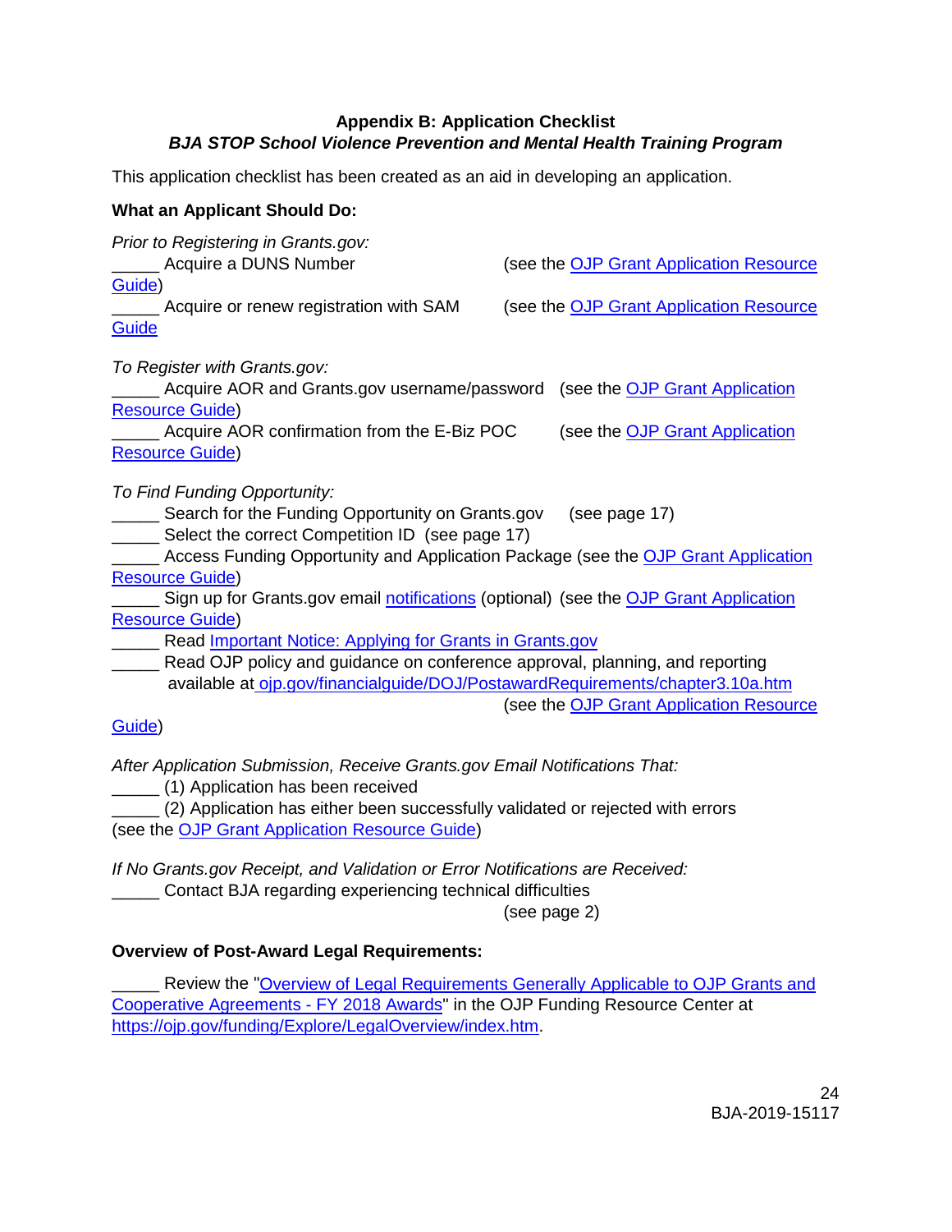**Appendix B: Application Checklist**
***BJA STOP School Violence Prevention and Mental Health Training Program***

This application checklist has been created as an aid in developing an application.

**What an Applicant Should Do:**

*Prior to Registering in Grants.gov:*

_____ Acquire a DUNS Number (see the OJP Grant Application Resource Guide)

_____ Acquire or renew registration with SAM (see the OJP Grant Application Resource Guide

*To Register with Grants.gov:*

_____ Acquire AOR and Grants.gov username/password (see the OJP Grant Application Resource Guide)

_____ Acquire AOR confirmation from the E-Biz POC (see the OJP Grant Application Resource Guide)

*To Find Funding Opportunity:*

_____ Search for the Funding Opportunity on Grants.gov (see page 17)

_____ Select the correct Competition ID (see page 17)

_____ Access Funding Opportunity and Application Package (see the OJP Grant Application Resource Guide)

_____ Sign up for Grants.gov email notifications (optional) (see the OJP Grant Application Resource Guide)

_____ Read Important Notice: Applying for Grants in Grants.gov

_____ Read OJP policy and guidance on conference approval, planning, and reporting available at ojp.gov/financialguide/DOJ/PostawardRequirements/chapter3.10a.htm (see the OJP Grant Application Resource Guide)

*After Application Submission, Receive Grants.gov Email Notifications That:*

_____ (1) Application has been received

_____ (2) Application has either been successfully validated or rejected with errors (see the OJP Grant Application Resource Guide)

*If No Grants.gov Receipt, and Validation or Error Notifications are Received:*

_____ Contact BJA regarding experiencing technical difficulties (see page 2)

**Overview of Post-Award Legal Requirements:**

_____ Review the "Overview of Legal Requirements Generally Applicable to OJP Grants and Cooperative Agreements - FY 2018 Awards" in the OJP Funding Resource Center at https://ojp.gov/funding/Explore/LegalOverview/index.htm.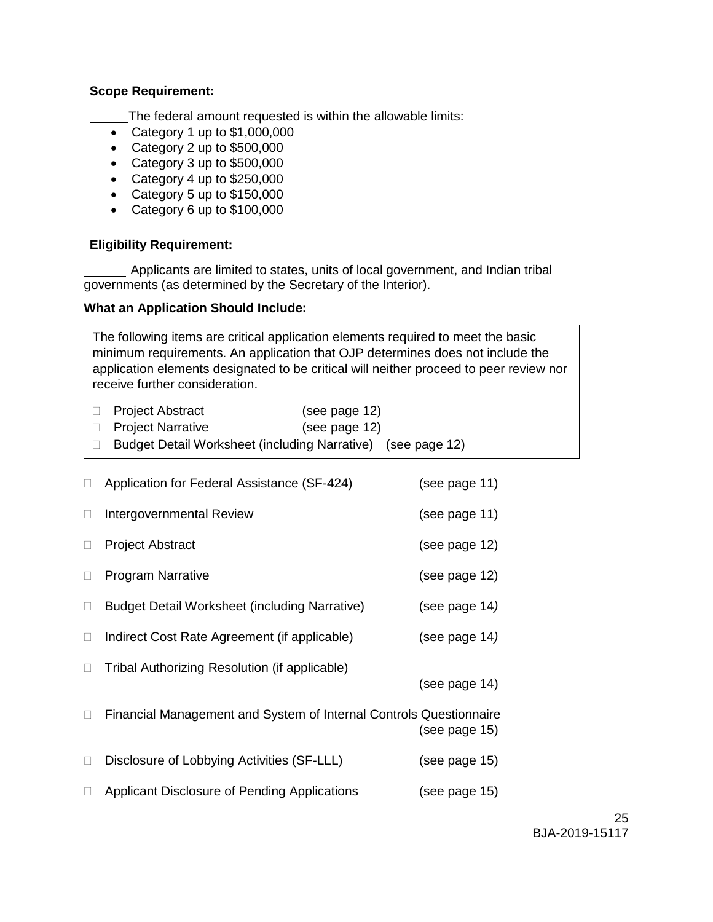**Scope Requirement:**

\_\_\_\_\_\_The federal amount requested is within the allowable limits:

- Category 1 up to $1,000,000
- Category 2 up to $500,000
- Category 3 up to $500,000
- Category 4 up to $250,000
- Category 5 up to $150,000
- Category 6 up to $100,000

**Eligibility Requirement:**

\_\_\_\_\_\_ Applicants are limited to states, units of local government, and Indian tribal governments (as determined by the Secretary of the Interior).

**What an Application Should Include:**

> The following items are critical application elements required to meet the basic minimum requirements. An application that OJP determines does not include the application elements designated to be critical will neither proceed to peer review nor receive further consideration.
>
> □ Project Abstract (see page 12)
> □ Project Narrative (see page 12)
> □ Budget Detail Worksheet (including Narrative) (see page 12)

□ Application for Federal Assistance (SF-424) (see page 11)

□ Intergovernmental Review (see page 11)

□ Project Abstract (see page 12)

□ Program Narrative (see page 12)

□ Budget Detail Worksheet (including Narrative) (see page 14)

□ Indirect Cost Rate Agreement (if applicable) (see page 14)

□ Tribal Authorizing Resolution (if applicable) (see page 14)

□ Financial Management and System of Internal Controls Questionnaire (see page 15)

□ Disclosure of Lobbying Activities (SF-LLL) (see page 15)

□ Applicant Disclosure of Pending Applications (see page 15)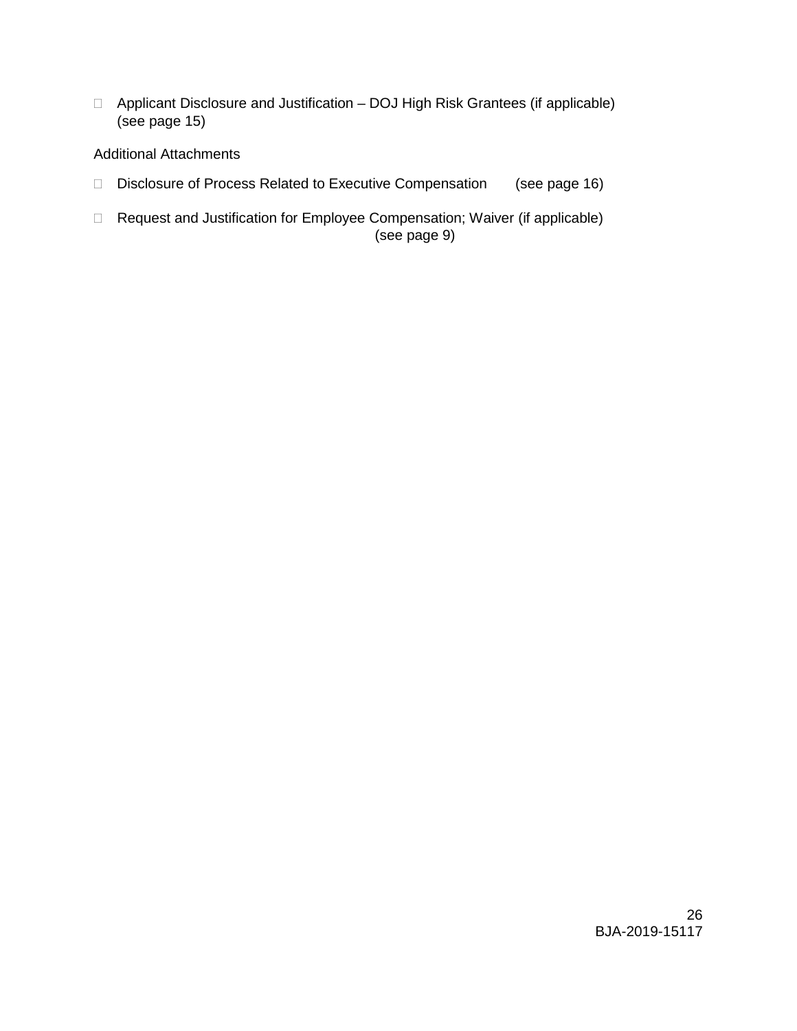- Applicant Disclosure and Justification – DOJ High Risk Grantees (if applicable) (see page 15)

Additional Attachments

- Disclosure of Process Related to Executive Compensation (see page 16)
- Request and Justification for Employee Compensation; Waiver (if applicable) (see page 9)